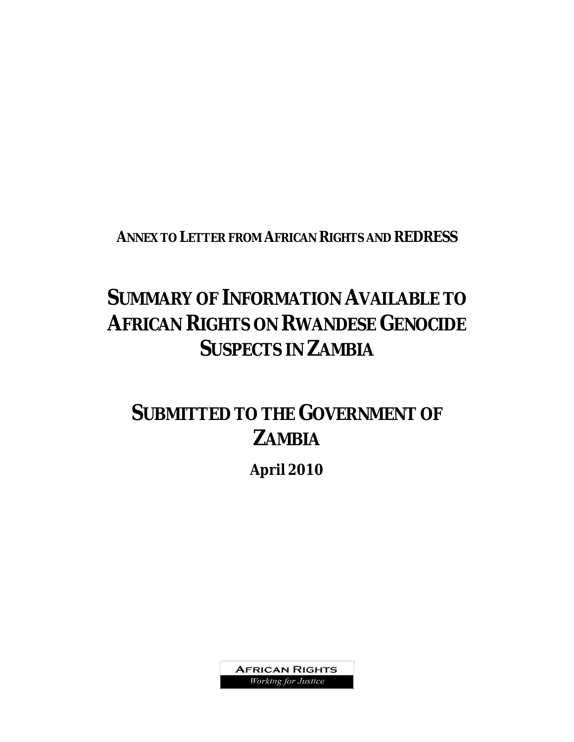**ANNEX TO LETTER FROM AFRICAN RIGHTS AND REDRESS**

# SUMMARY OF INFORMATION AVAILABLE TO AFRICAN RIGHTS ON RWANDESE GENOCIDE SUSPECTS IN ZAMBIA

# SUBMITTED TO THE GOVERNMENT OF ZAMBIA

**April 2010**

AFRICAN RIGHTS

*Working for Justice*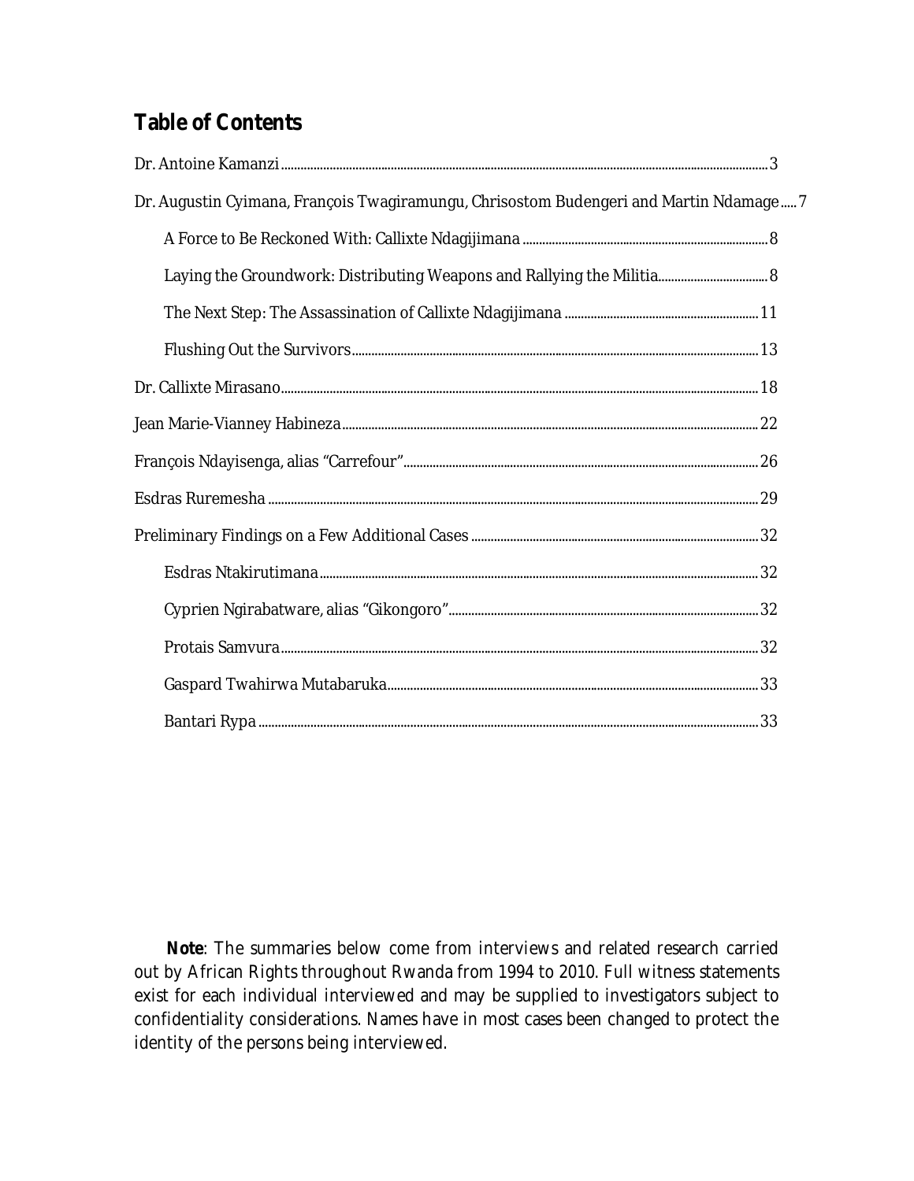## Table of Contents

- Dr. Antoine Kamanzi ..... 3
- Dr. Augustin Cyimana, François Twagiramungu, Chrisostom Budengeri and Martin Ndamage ..... 7
  - A Force to Be Reckoned With: Callixte Ndagijimana ..... 8
  - Laying the Groundwork: Distributing Weapons and Rallying the Militia ..... 8
  - The Next Step: The Assassination of Callixte Ndagijimana ..... 11
  - Flushing Out the Survivors ..... 13
- Dr. Callixte Mirasano ..... 18
- Jean Marie-Vianney Habineza ..... 22
- François Ndayisenga, alias "Carrefour" ..... 26
- Esdras Ruremesha ..... 29
- Preliminary Findings on a Few Additional Cases ..... 32
  - Esdras Ntakirutimana ..... 32
  - Cyprien Ngirabatware, alias "Gikongoro" ..... 32
  - Protais Samvura ..... 32
  - Gaspard Twahirwa Mutabaruka ..... 33
  - Bantari Rypa ..... 33

**Note**: The summaries below come from interviews and related research carried out by African Rights throughout Rwanda from 1994 to 2010. Full witness statements exist for each individual interviewed and may be supplied to investigators subject to confidentiality considerations. Names have in most cases been changed to protect the identity of the persons being interviewed.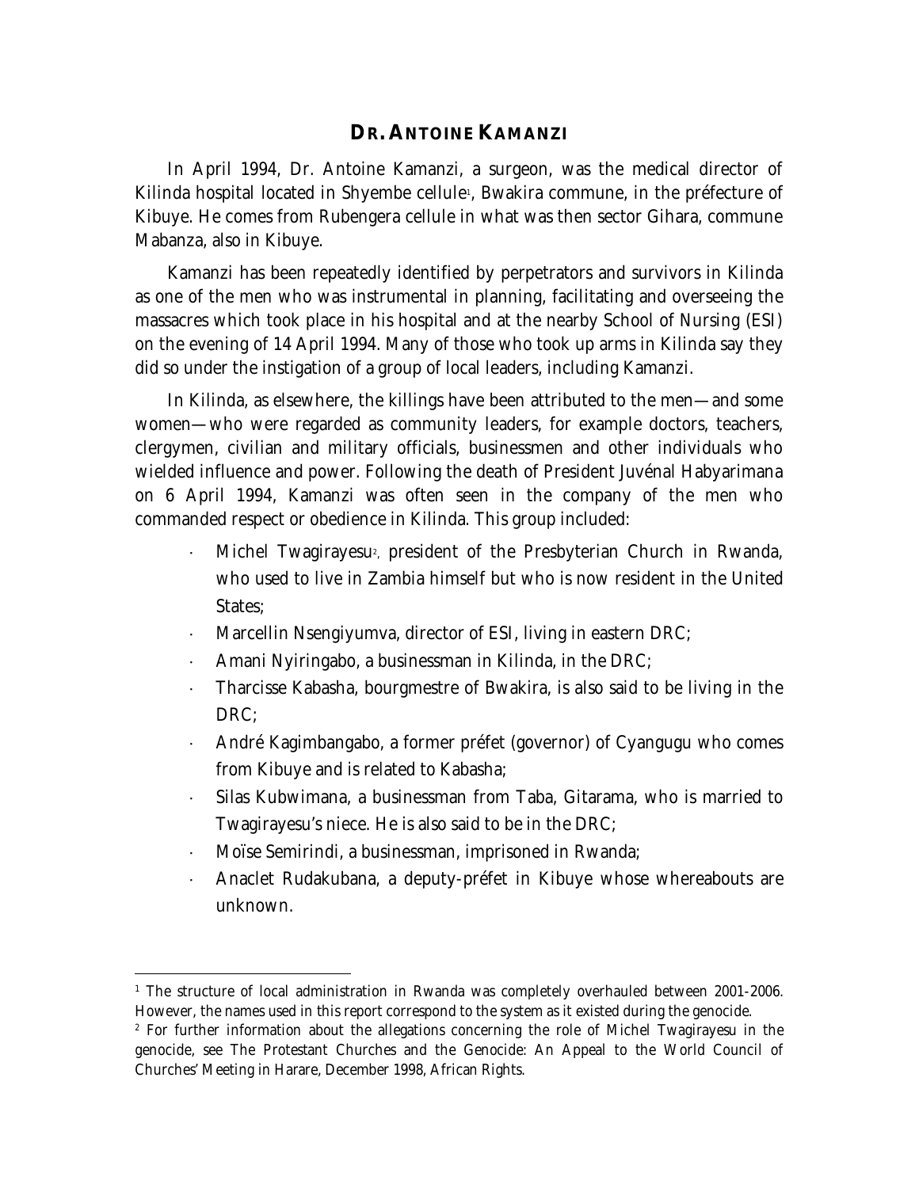## DR. ANTOINE KAMANZI

In April 1994, Dr. Antoine Kamanzi, a surgeon, was the medical director of Kilinda hospital located in Shyembe cellule[1], Bwakira commune, in the préfecture of Kibuye. He comes from Rubengera cellule in what was then sector Gihara, commune Mabanza, also in Kibuye.

Kamanzi has been repeatedly identified by perpetrators and survivors in Kilinda as one of the men who was instrumental in planning, facilitating and overseeing the massacres which took place in his hospital and at the nearby School of Nursing (ESI) on the evening of 14 April 1994. Many of those who took up arms in Kilinda say they did so under the instigation of a group of local leaders, including Kamanzi.

In Kilinda, as elsewhere, the killings have been attributed to the men—and some women—who were regarded as community leaders, for example doctors, teachers, clergymen, civilian and military officials, businessmen and other individuals who wielded influence and power. Following the death of President Juvénal Habyarimana on 6 April 1994, Kamanzi was often seen in the company of the men who commanded respect or obedience in Kilinda. This group included:

- Michel Twagirayesu[2], president of the Presbyterian Church in Rwanda, who used to live in Zambia himself but who is now resident in the United States;
- Marcellin Nsengiyumva, director of ESI, living in eastern DRC;
- Amani Nyiringabo, a businessman in Kilinda, in the DRC;
- Tharcisse Kabasha, bourgmestre of Bwakira, is also said to be living in the DRC;
- André Kagimbangabo, a former préfet (governor) of Cyangugu who comes from Kibuye and is related to Kabasha;
- Silas Kubwimana, a businessman from Taba, Gitarama, who is married to Twagirayesu's niece. He is also said to be in the DRC;
- Moïse Semirindi, a businessman, imprisoned in Rwanda;
- Anaclet Rudakubana, a deputy-préfet in Kibuye whose whereabouts are unknown.

---

[1] The structure of local administration in Rwanda was completely overhauled between 2001-2006. However, the names used in this report correspond to the system as it existed during the genocide.

[2] For further information about the allegations concerning the role of Michel Twagirayesu in the genocide, see The Protestant Churches and the Genocide: An Appeal to the World Council of Churches' Meeting in Harare, December 1998, African Rights.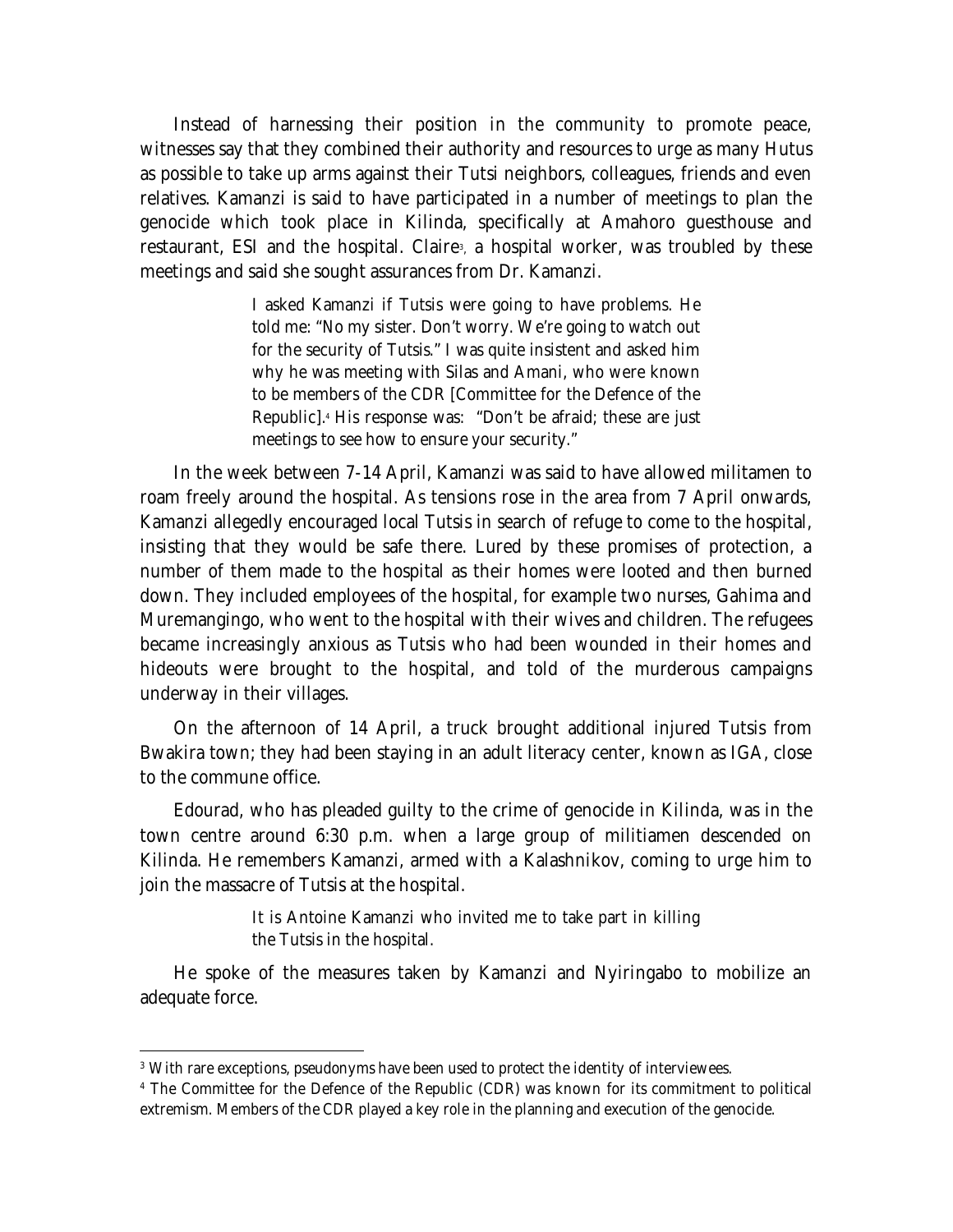Instead of harnessing their position in the community to promote peace, witnesses say that they combined their authority and resources to urge as many Hutus as possible to take up arms against their Tutsi neighbors, colleagues, friends and even relatives. Kamanzi is said to have participated in a number of meetings to plan the genocide which took place in Kilinda, specifically at Amahoro guesthouse and restaurant, ESI and the hospital. Claire[3], a hospital worker, was troubled by these meetings and said she sought assurances from Dr. Kamanzi.

> I asked Kamanzi if Tutsis were going to have problems. He told me: "No my sister. Don't worry. We're going to watch out for the security of Tutsis." I was quite insistent and asked him why he was meeting with Silas and Amani, who were known to be members of the CDR [Committee for the Defence of the Republic].[4] His response was: "Don't be afraid; these are just meetings to see how to ensure your security."

In the week between 7-14 April, Kamanzi was said to have allowed militamen to roam freely around the hospital. As tensions rose in the area from 7 April onwards, Kamanzi allegedly encouraged local Tutsis in search of refuge to come to the hospital, insisting that they would be safe there. Lured by these promises of protection, a number of them made to the hospital as their homes were looted and then burned down. They included employees of the hospital, for example two nurses, Gahima and Muremangingo, who went to the hospital with their wives and children. The refugees became increasingly anxious as Tutsis who had been wounded in their homes and hideouts were brought to the hospital, and told of the murderous campaigns underway in their villages.

On the afternoon of 14 April, a truck brought additional injured Tutsis from Bwakira town; they had been staying in an adult literacy center, known as IGA, close to the commune office.

Edourad, who has pleaded guilty to the crime of genocide in Kilinda, was in the town centre around 6:30 p.m. when a large group of militiamen descended on Kilinda. He remembers Kamanzi, armed with a Kalashnikov, coming to urge him to join the massacre of Tutsis at the hospital.

> It is Antoine Kamanzi who invited me to take part in killing the Tutsis in the hospital.

He spoke of the measures taken by Kamanzi and Nyiringabo to mobilize an adequate force.

---

[3] With rare exceptions, pseudonyms have been used to protect the identity of interviewees.

[4] The Committee for the Defence of the Republic (CDR) was known for its commitment to political extremism. Members of the CDR played a key role in the planning and execution of the genocide.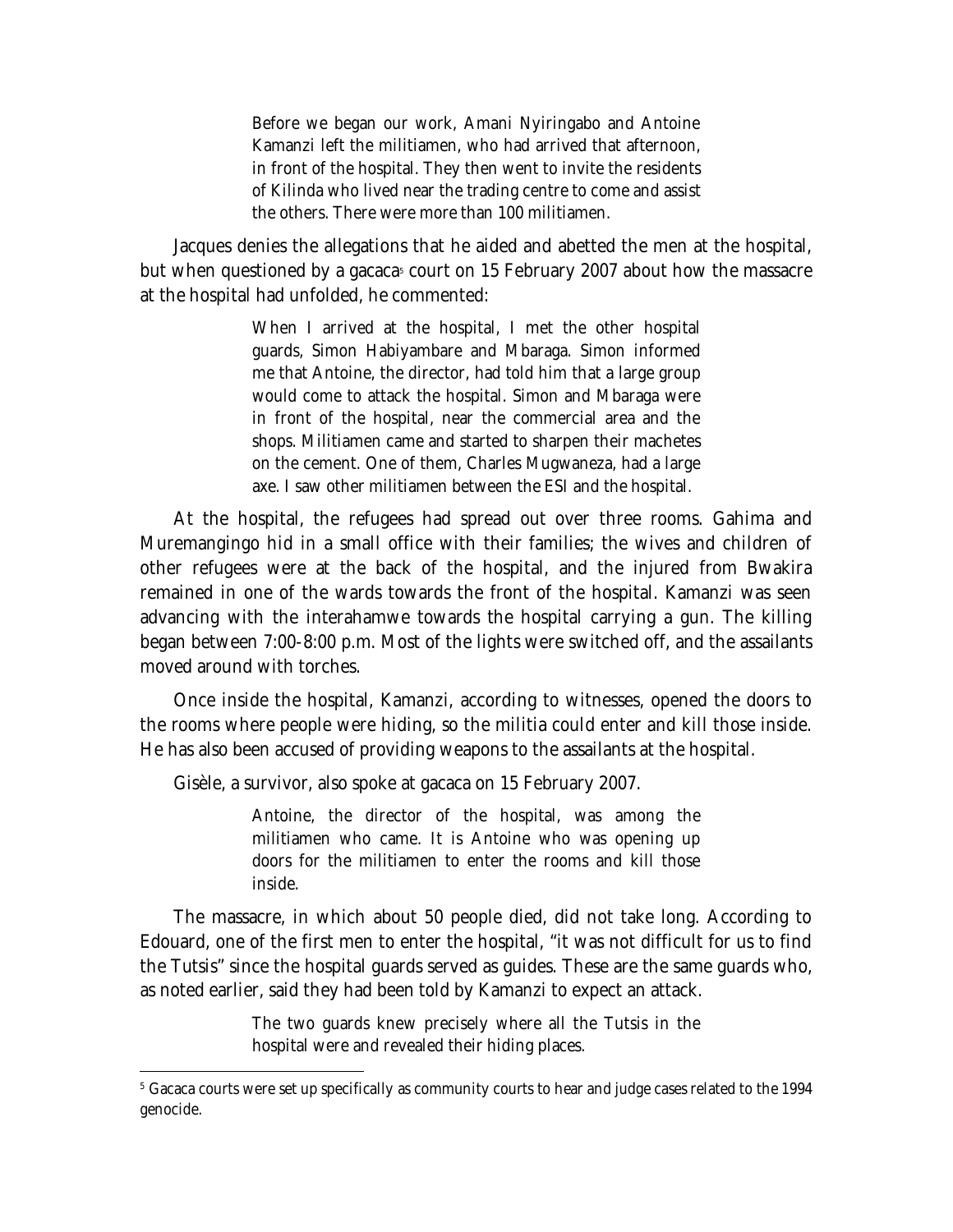> Before we began our work, Amani Nyiringabo and Antoine Kamanzi left the militiamen, who had arrived that afternoon, in front of the hospital. They then went to invite the residents of Kilinda who lived near the trading centre to come and assist the others. There were more than 100 militiamen.

Jacques denies the allegations that he aided and abetted the men at the hospital, but when questioned by a gacaca[5] court on 15 February 2007 about how the massacre at the hospital had unfolded, he commented:

> When I arrived at the hospital, I met the other hospital guards, Simon Habiyambare and Mbaraga. Simon informed me that Antoine, the director, had told him that a large group would come to attack the hospital. Simon and Mbaraga were in front of the hospital, near the commercial area and the shops. Militiamen came and started to sharpen their machetes on the cement. One of them, Charles Mugwaneza, had a large axe. I saw other militiamen between the ESI and the hospital.

At the hospital, the refugees had spread out over three rooms. Gahima and Muremangingo hid in a small office with their families; the wives and children of other refugees were at the back of the hospital, and the injured from Bwakira remained in one of the wards towards the front of the hospital. Kamanzi was seen advancing with the interahamwe towards the hospital carrying a gun. The killing began between 7:00-8:00 p.m. Most of the lights were switched off, and the assailants moved around with torches.

Once inside the hospital, Kamanzi, according to witnesses, opened the doors to the rooms where people were hiding, so the militia could enter and kill those inside. He has also been accused of providing weapons to the assailants at the hospital.

Gisèle, a survivor, also spoke at gacaca on 15 February 2007.

> Antoine, the director of the hospital, was among the militiamen who came. It is Antoine who was opening up doors for the militiamen to enter the rooms and kill those inside.

The massacre, in which about 50 people died, did not take long. According to Edouard, one of the first men to enter the hospital, "it was not difficult for us to find the Tutsis" since the hospital guards served as guides. These are the same guards who, as noted earlier, said they had been told by Kamanzi to expect an attack.

> The two guards knew precisely where all the Tutsis in the hospital were and revealed their hiding places.

---

[5] Gacaca courts were set up specifically as community courts to hear and judge cases related to the 1994 genocide.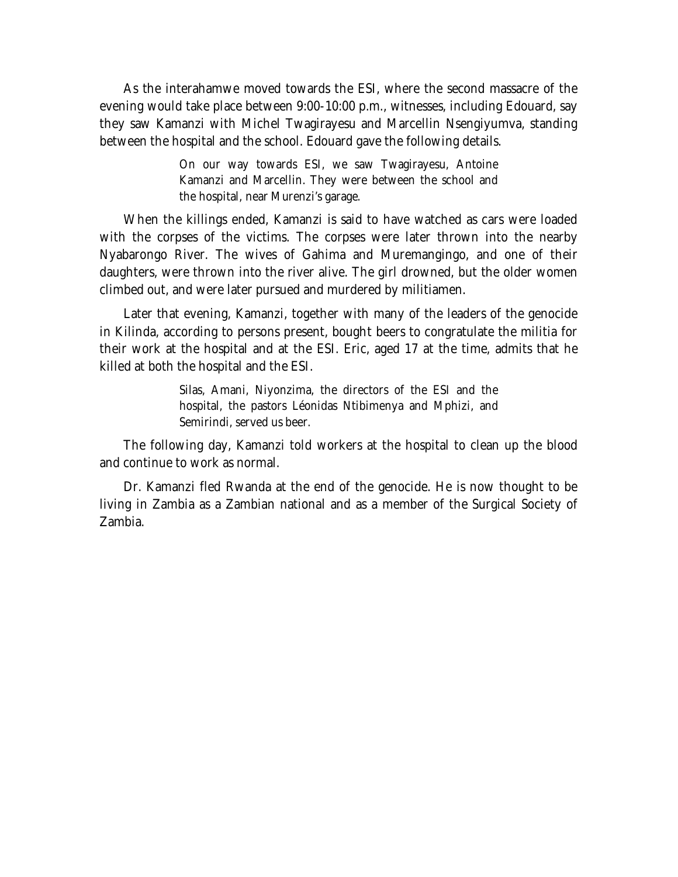As the interahamwe moved towards the ESI, where the second massacre of the evening would take place between 9:00-10:00 p.m., witnesses, including Edouard, say they saw Kamanzi with Michel Twagirayesu and Marcellin Nsengiyumva, standing between the hospital and the school. Edouard gave the following details.

> On our way towards ESI, we saw Twagirayesu, Antoine Kamanzi and Marcellin. They were between the school and the hospital, near Murenzi's garage.

When the killings ended, Kamanzi is said to have watched as cars were loaded with the corpses of the victims. The corpses were later thrown into the nearby Nyabarongo River. The wives of Gahima and Muremangingo, and one of their daughters, were thrown into the river alive. The girl drowned, but the older women climbed out, and were later pursued and murdered by militiamen.

Later that evening, Kamanzi, together with many of the leaders of the genocide in Kilinda, according to persons present, bought beers to congratulate the militia for their work at the hospital and at the ESI. Eric, aged 17 at the time, admits that he killed at both the hospital and the ESI.

> Silas, Amani, Niyonzima, the directors of the ESI and the hospital, the pastors Léonidas Ntibimenya and Mphizi, and Semirindi, served us beer.

The following day, Kamanzi told workers at the hospital to clean up the blood and continue to work as normal.

Dr. Kamanzi fled Rwanda at the end of the genocide. He is now thought to be living in Zambia as a Zambian national and as a member of the Surgical Society of Zambia.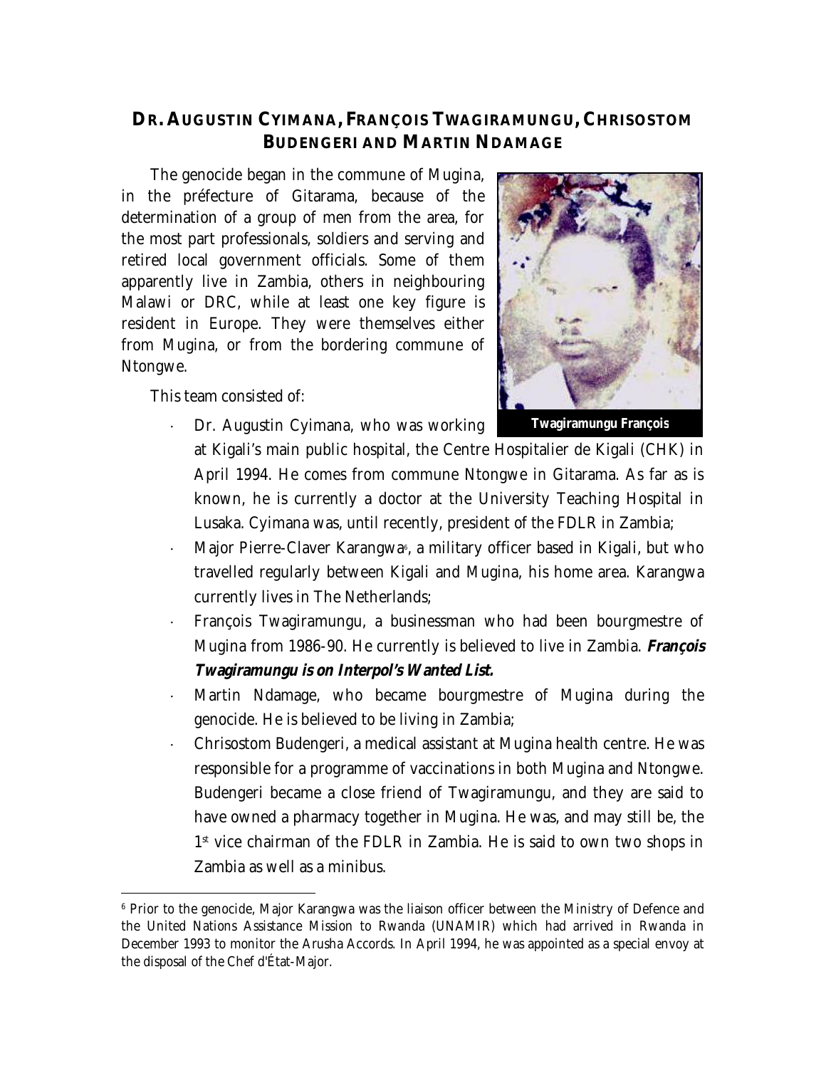## DR. AUGUSTIN CYIMANA, FRANÇOIS TWAGIRAMUNGU, CHRISOSTOM BUDENGERI AND MARTIN NDAMAGE

The genocide began in the commune of Mugina, in the préfecture of Gitarama, because of the determination of a group of men from the area, for the most part professionals, soldiers and serving and retired local government officials. Some of them apparently live in Zambia, others in neighbouring Malawi or DRC, while at least one key figure is resident in Europe. They were themselves either from Mugina, or from the bordering commune of Ntongwe.

Twagiramungu François

This team consisted of:

- Dr. Augustin Cyimana, who was working at Kigali's main public hospital, the Centre Hospitalier de Kigali (CHK) in April 1994. He comes from commune Ntongwe in Gitarama. As far as is known, he is currently a doctor at the University Teaching Hospital in Lusaka. Cyimana was, until recently, president of the FDLR in Zambia;
- Major Pierre-Claver Karangwa[6], a military officer based in Kigali, but who travelled regularly between Kigali and Mugina, his home area. Karangwa currently lives in The Netherlands;
- François Twagiramungu, a businessman who had been bourgmestre of Mugina from 1986-90. He currently is believed to live in Zambia. ***François Twagiramungu is on Interpol's Wanted List.***
- Martin Ndamage, who became bourgmestre of Mugina during the genocide. He is believed to be living in Zambia;
- Chrisostom Budengeri, a medical assistant at Mugina health centre. He was responsible for a programme of vaccinations in both Mugina and Ntongwe. Budengeri became a close friend of Twagiramungu, and they are said to have owned a pharmacy together in Mugina. He was, and may still be, the 1st vice chairman of the FDLR in Zambia. He is said to own two shops in Zambia as well as a minibus.

[6] Prior to the genocide, Major Karangwa was the liaison officer between the Ministry of Defence and the United Nations Assistance Mission to Rwanda (UNAMIR) which had arrived in Rwanda in December 1993 to monitor the Arusha Accords. In April 1994, he was appointed as a special envoy at the disposal of the Chef d'État-Major.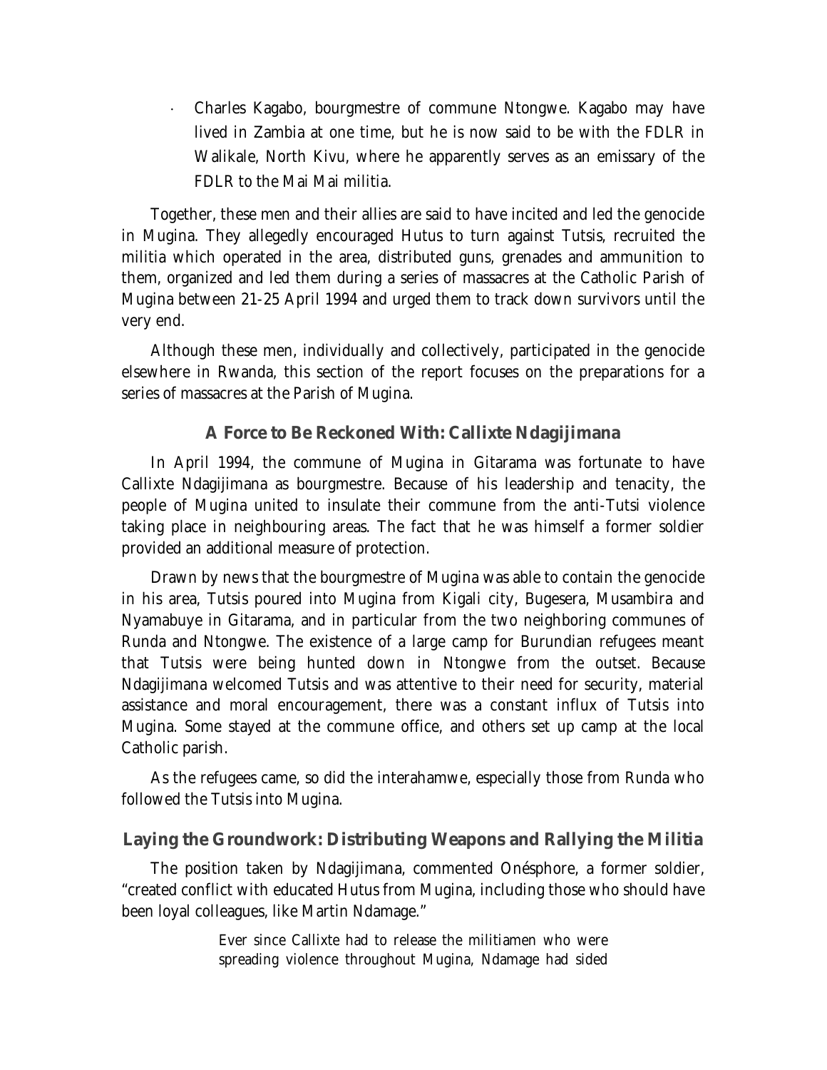- Charles Kagabo, bourgmestre of commune Ntongwe. Kagabo may have lived in Zambia at one time, but he is now said to be with the FDLR in Walikale, North Kivu, where he apparently serves as an emissary of the FDLR to the Mai Mai militia.

Together, these men and their allies are said to have incited and led the genocide in Mugina. They allegedly encouraged Hutus to turn against Tutsis, recruited the militia which operated in the area, distributed guns, grenades and ammunition to them, organized and led them during a series of massacres at the Catholic Parish of Mugina between 21-25 April 1994 and urged them to track down survivors until the very end.

Although these men, individually and collectively, participated in the genocide elsewhere in Rwanda, this section of the report focuses on the preparations for a series of massacres at the Parish of Mugina.

### A Force to Be Reckoned With: Callixte Ndagijimana

In April 1994, the commune of Mugina in Gitarama was fortunate to have Callixte Ndagijimana as bourgmestre. Because of his leadership and tenacity, the people of Mugina united to insulate their commune from the anti-Tutsi violence taking place in neighbouring areas. The fact that he was himself a former soldier provided an additional measure of protection.

Drawn by news that the bourgmestre of Mugina was able to contain the genocide in his area, Tutsis poured into Mugina from Kigali city, Bugesera, Musambira and Nyamabuye in Gitarama, and in particular from the two neighboring communes of Runda and Ntongwe. The existence of a large camp for Burundian refugees meant that Tutsis were being hunted down in Ntongwe from the outset. Because Ndagijimana welcomed Tutsis and was attentive to their need for security, material assistance and moral encouragement, there was a constant influx of Tutsis into Mugina. Some stayed at the commune office, and others set up camp at the local Catholic parish.

As the refugees came, so did the interahamwe, especially those from Runda who followed the Tutsis into Mugina.

### Laying the Groundwork: Distributing Weapons and Rallying the Militia

The position taken by Ndagijimana, commented Onésphore, a former soldier, "created conflict with educated Hutus from Mugina, including those who should have been loyal colleagues, like Martin Ndamage."

> Ever since Callixte had to release the militiamen who were spreading violence throughout Mugina, Ndamage had sided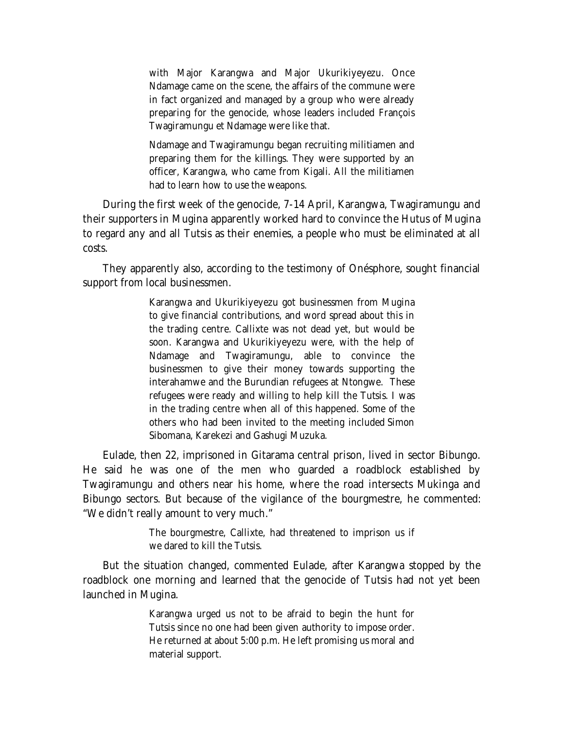> with Major Karangwa and Major Ukurikiyeyezu. Once Ndamage came on the scene, the affairs of the commune were in fact organized and managed by a group who were already preparing for the genocide, whose leaders included François Twagiramungu et Ndamage were like that.
>
> Ndamage and Twagiramungu began recruiting militiamen and preparing them for the killings. They were supported by an officer, Karangwa, who came from Kigali. All the militiamen had to learn how to use the weapons.

During the first week of the genocide, 7-14 April, Karangwa, Twagiramungu and their supporters in Mugina apparently worked hard to convince the Hutus of Mugina to regard any and all Tutsis as their enemies, a people who must be eliminated at all costs.

They apparently also, according to the testimony of Onésphore, sought financial support from local businessmen.

> Karangwa and Ukurikiyeyezu got businessmen from Mugina to give financial contributions, and word spread about this in the trading centre. Callixte was not dead yet, but would be soon. Karangwa and Ukurikiyeyezu were, with the help of Ndamage and Twagiramungu, able to convince the businessmen to give their money towards supporting the interahamwe and the Burundian refugees at Ntongwe. These refugees were ready and willing to help kill the Tutsis. I was in the trading centre when all of this happened. Some of the others who had been invited to the meeting included Simon Sibomana, Karekezi and Gashugi Muzuka.

Eulade, then 22, imprisoned in Gitarama central prison, lived in sector Bibungo. He said he was one of the men who guarded a roadblock established by Twagiramungu and others near his home, where the road intersects Mukinga and Bibungo sectors. But because of the vigilance of the bourgmestre, he commented: "We didn't really amount to very much."

> The bourgmestre, Callixte, had threatened to imprison us if we dared to kill the Tutsis.

But the situation changed, commented Eulade, after Karangwa stopped by the roadblock one morning and learned that the genocide of Tutsis had not yet been launched in Mugina.

> Karangwa urged us not to be afraid to begin the hunt for Tutsis since no one had been given authority to impose order. He returned at about 5:00 p.m. He left promising us moral and material support.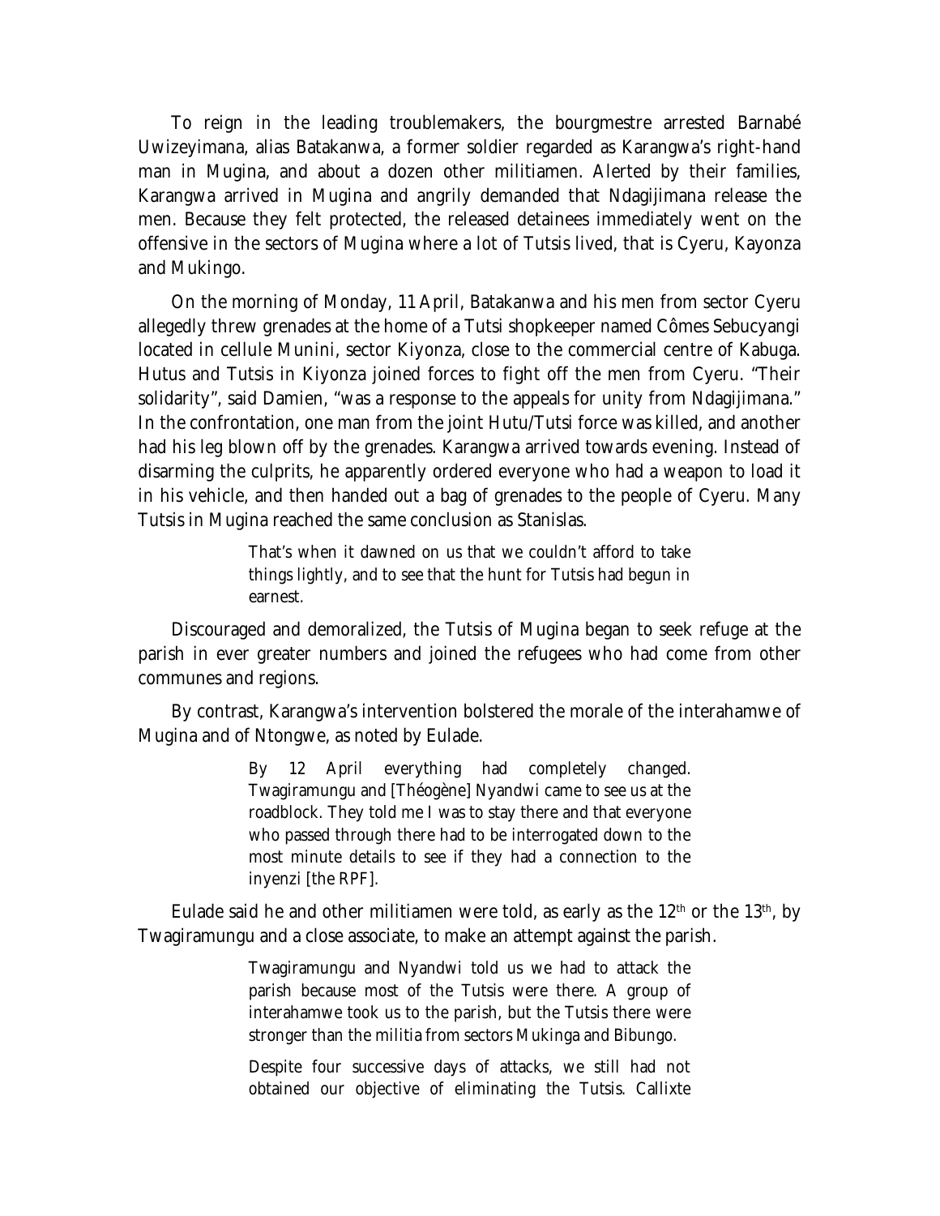To reign in the leading troublemakers, the bourgmestre arrested Barnabé Uwizeyimana, alias Batakanwa, a former soldier regarded as Karangwa's right-hand man in Mugina, and about a dozen other militiamen. Alerted by their families, Karangwa arrived in Mugina and angrily demanded that Ndagijimana release the men. Because they felt protected, the released detainees immediately went on the offensive in the sectors of Mugina where a lot of Tutsis lived, that is Cyeru, Kayonza and Mukingo.

On the morning of Monday, 11 April, Batakanwa and his men from sector Cyeru allegedly threw grenades at the home of a Tutsi shopkeeper named Cômes Sebucyangi located in cellule Munini, sector Kiyonza, close to the commercial centre of Kabuga. Hutus and Tutsis in Kiyonza joined forces to fight off the men from Cyeru. "Their solidarity", said Damien, "was a response to the appeals for unity from Ndagijimana." In the confrontation, one man from the joint Hutu/Tutsi force was killed, and another had his leg blown off by the grenades. Karangwa arrived towards evening. Instead of disarming the culprits, he apparently ordered everyone who had a weapon to load it in his vehicle, and then handed out a bag of grenades to the people of Cyeru. Many Tutsis in Mugina reached the same conclusion as Stanislas.

> That's when it dawned on us that we couldn't afford to take things lightly, and to see that the hunt for Tutsis had begun in earnest.

Discouraged and demoralized, the Tutsis of Mugina began to seek refuge at the parish in ever greater numbers and joined the refugees who had come from other communes and regions.

By contrast, Karangwa's intervention bolstered the morale of the interahamwe of Mugina and of Ntongwe, as noted by Eulade.

> By 12 April everything had completely changed. Twagiramungu and [Théogène] Nyandwi came to see us at the roadblock. They told me I was to stay there and that everyone who passed through there had to be interrogated down to the most minute details to see if they had a connection to the inyenzi [the RPF].

Eulade said he and other militiamen were told, as early as the 12th or the 13th, by Twagiramungu and a close associate, to make an attempt against the parish.

> Twagiramungu and Nyandwi told us we had to attack the parish because most of the Tutsis were there. A group of interahamwe took us to the parish, but the Tutsis there were stronger than the militia from sectors Mukinga and Bibungo.
>
> Despite four successive days of attacks, we still had not obtained our objective of eliminating the Tutsis. Callixte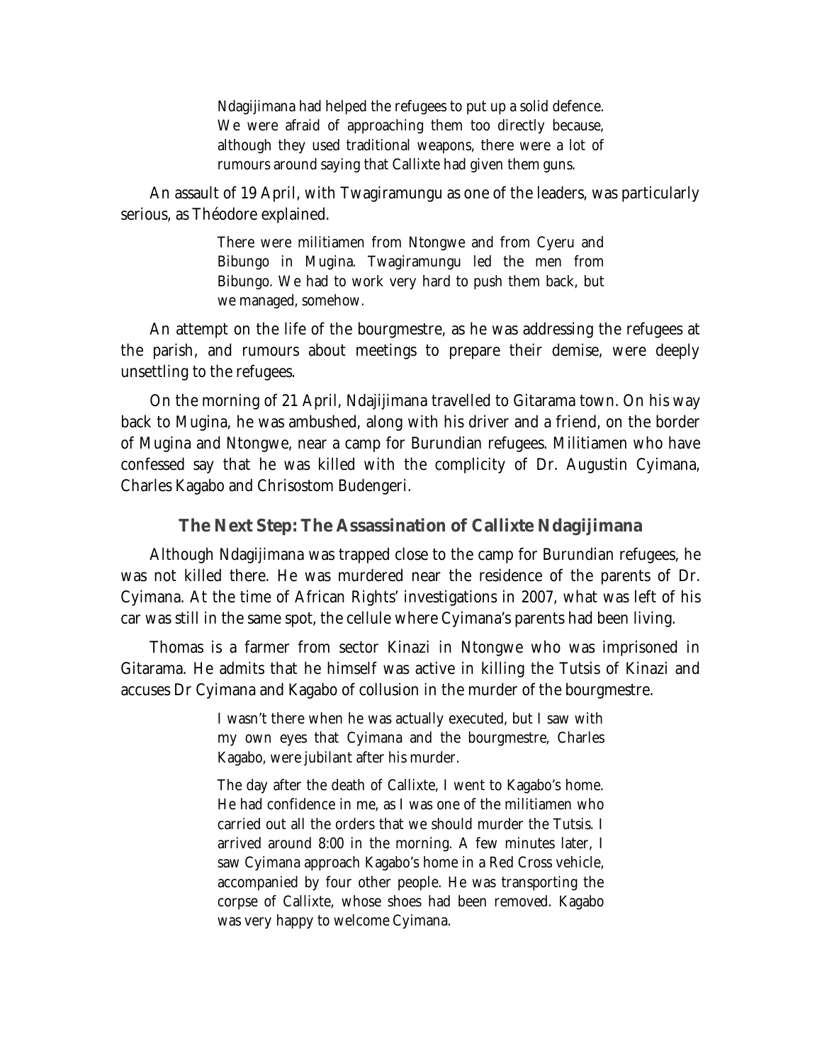> Ndagijimana had helped the refugees to put up a solid defence. We were afraid of approaching them too directly because, although they used traditional weapons, there were a lot of rumours around saying that Callixte had given them guns.

An assault of 19 April, with Twagiramungu as one of the leaders, was particularly serious, as Théodore explained.

> There were militiamen from Ntongwe and from Cyeru and Bibungo in Mugina. Twagiramungu led the men from Bibungo. We had to work very hard to push them back, but we managed, somehow.

An attempt on the life of the bourgmestre, as he was addressing the refugees at the parish, and rumours about meetings to prepare their demise, were deeply unsettling to the refugees.

On the morning of 21 April, Ndajijimana travelled to Gitarama town. On his way back to Mugina, he was ambushed, along with his driver and a friend, on the border of Mugina and Ntongwe, near a camp for Burundian refugees. Militiamen who have confessed say that he was killed with the complicity of Dr. Augustin Cyimana, Charles Kagabo and Chrisostom Budengeri.

## The Next Step: The Assassination of Callixte Ndagijimana

Although Ndagijimana was trapped close to the camp for Burundian refugees, he was not killed there. He was murdered near the residence of the parents of Dr. Cyimana. At the time of African Rights' investigations in 2007, what was left of his car was still in the same spot, the cellule where Cyimana's parents had been living.

Thomas is a farmer from sector Kinazi in Ntongwe who was imprisoned in Gitarama. He admits that he himself was active in killing the Tutsis of Kinazi and accuses Dr Cyimana and Kagabo of collusion in the murder of the bourgmestre.

> I wasn't there when he was actually executed, but I saw with my own eyes that Cyimana and the bourgmestre, Charles Kagabo, were jubilant after his murder.
>
> The day after the death of Callixte, I went to Kagabo's home. He had confidence in me, as I was one of the militiamen who carried out all the orders that we should murder the Tutsis. I arrived around 8:00 in the morning. A few minutes later, I saw Cyimana approach Kagabo's home in a Red Cross vehicle, accompanied by four other people. He was transporting the corpse of Callixte, whose shoes had been removed. Kagabo was very happy to welcome Cyimana.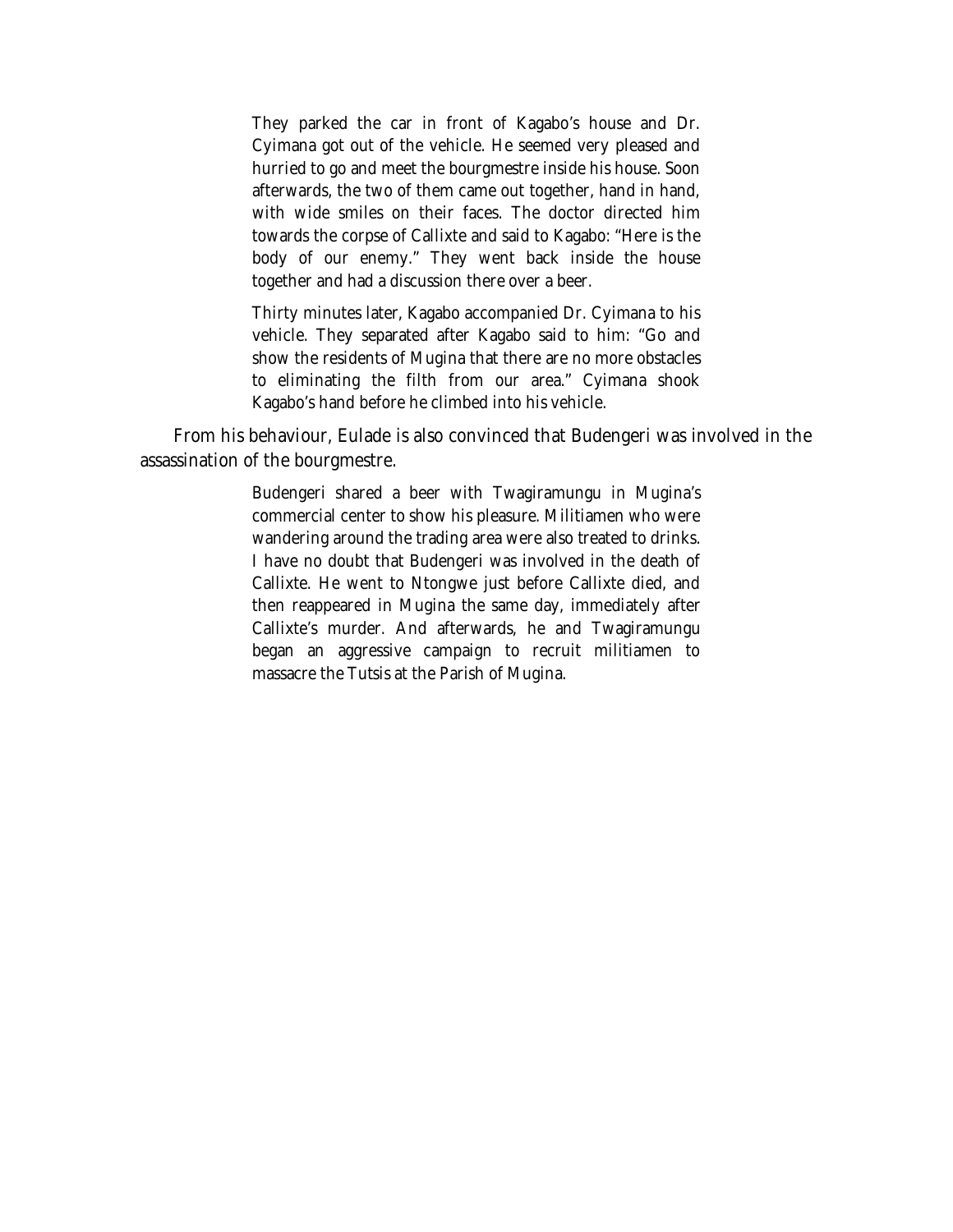> They parked the car in front of Kagabo's house and Dr. Cyimana got out of the vehicle. He seemed very pleased and hurried to go and meet the bourgmestre inside his house. Soon afterwards, the two of them came out together, hand in hand, with wide smiles on their faces. The doctor directed him towards the corpse of Callixte and said to Kagabo: "Here is the body of our enemy." They went back inside the house together and had a discussion there over a beer.
>
> Thirty minutes later, Kagabo accompanied Dr. Cyimana to his vehicle. They separated after Kagabo said to him: "Go and show the residents of Mugina that there are no more obstacles to eliminating the filth from our area." Cyimana shook Kagabo's hand before he climbed into his vehicle.

From his behaviour, Eulade is also convinced that Budengeri was involved in the assassination of the bourgmestre.

> Budengeri shared a beer with Twagiramungu in Mugina's commercial center to show his pleasure. Militiamen who were wandering around the trading area were also treated to drinks. I have no doubt that Budengeri was involved in the death of Callixte. He went to Ntongwe just before Callixte died, and then reappeared in Mugina the same day, immediately after Callixte's murder. And afterwards, he and Twagiramungu began an aggressive campaign to recruit militiamen to massacre the Tutsis at the Parish of Mugina.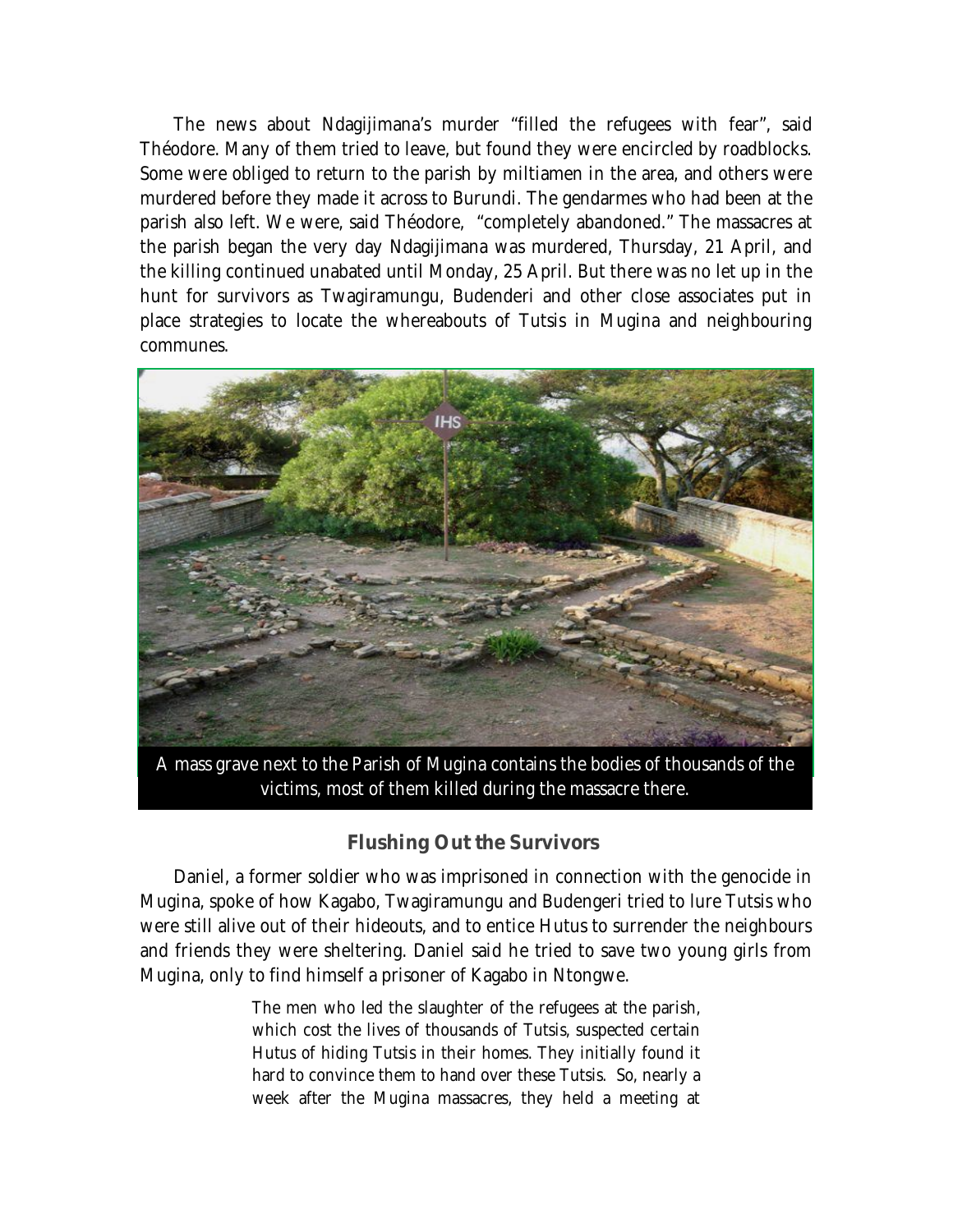The news about Ndagijimana's murder "filled the refugees with fear", said Théodore. Many of them tried to leave, but found they were encircled by roadblocks. Some were obliged to return to the parish by miltiamen in the area, and others were murdered before they made it across to Burundi. The gendarmes who had been at the parish also left. We were, said Théodore, "completely abandoned." The massacres at the parish began the very day Ndagijimana was murdered, Thursday, 21 April, and the killing continued unabated until Monday, 25 April. But there was no let up in the hunt for survivors as Twagiramungu, Budenderi and other close associates put in place strategies to locate the whereabouts of Tutsis in Mugina and neighbouring communes.

A mass grave next to the Parish of Mugina contains the bodies of thousands of the victims, most of them killed during the massacre there.

### Flushing Out the Survivors

Daniel, a former soldier who was imprisoned in connection with the genocide in Mugina, spoke of how Kagabo, Twagiramungu and Budengeri tried to lure Tutsis who were still alive out of their hideouts, and to entice Hutus to surrender the neighbours and friends they were sheltering. Daniel said he tried to save two young girls from Mugina, only to find himself a prisoner of Kagabo in Ntongwe.

> The men who led the slaughter of the refugees at the parish, which cost the lives of thousands of Tutsis, suspected certain Hutus of hiding Tutsis in their homes. They initially found it hard to convince them to hand over these Tutsis. So, nearly a week after the Mugina massacres, they held a meeting at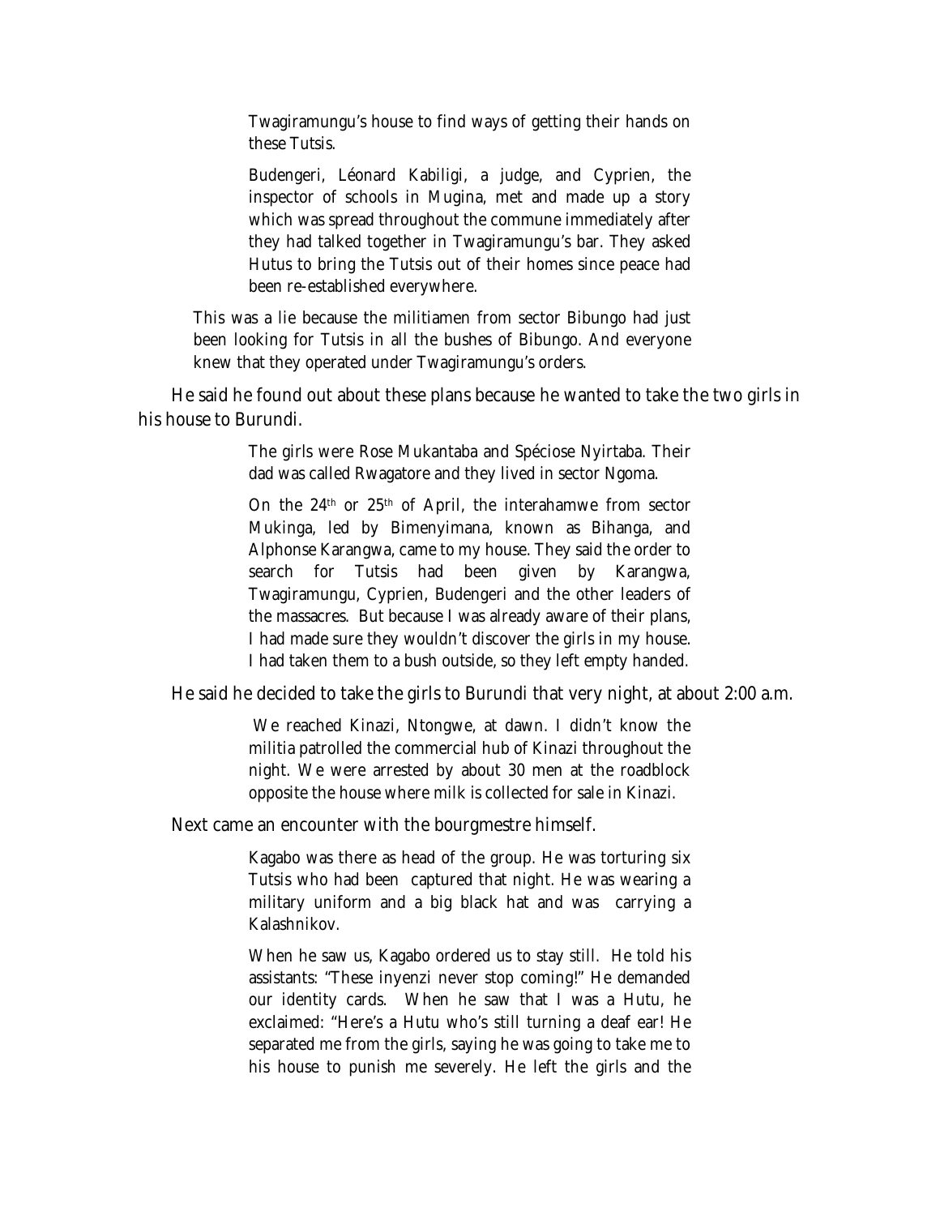> Twagiramungu's house to find ways of getting their hands on these Tutsis.
>
> Budengeri, Léonard Kabiligi, a judge, and Cyprien, the inspector of schools in Mugina, met and made up a story which was spread throughout the commune immediately after they had talked together in Twagiramungu's bar. They asked Hutus to bring the Tutsis out of their homes since peace had been re-established everywhere.
>
> This was a lie because the militiamen from sector Bibungo had just been looking for Tutsis in all the bushes of Bibungo. And everyone knew that they operated under Twagiramungu's orders.

He said he found out about these plans because he wanted to take the two girls in his house to Burundi.

> The girls were Rose Mukantaba and Spéciose Nyirtaba. Their dad was called Rwagatore and they lived in sector Ngoma.
>
> On the 24th or 25th of April, the interahamwe from sector Mukinga, led by Bimenyimana, known as Bihanga, and Alphonse Karangwa, came to my house. They said the order to search for Tutsis had been given by Karangwa, Twagiramungu, Cyprien, Budengeri and the other leaders of the massacres. But because I was already aware of their plans, I had made sure they wouldn't discover the girls in my house. I had taken them to a bush outside, so they left empty handed.

He said he decided to take the girls to Burundi that very night, at about 2:00 a.m.

> We reached Kinazi, Ntongwe, at dawn. I didn't know the militia patrolled the commercial hub of Kinazi throughout the night. We were arrested by about 30 men at the roadblock opposite the house where milk is collected for sale in Kinazi.

Next came an encounter with the bourgmestre himself.

> Kagabo was there as head of the group. He was torturing six Tutsis who had been captured that night. He was wearing a military uniform and a big black hat and was carrying a Kalashnikov.
>
> When he saw us, Kagabo ordered us to stay still. He told his assistants: "These inyenzi never stop coming!" He demanded our identity cards. When he saw that I was a Hutu, he exclaimed: "Here's a Hutu who's still turning a deaf ear! He separated me from the girls, saying he was going to take me to his house to punish me severely. He left the girls and the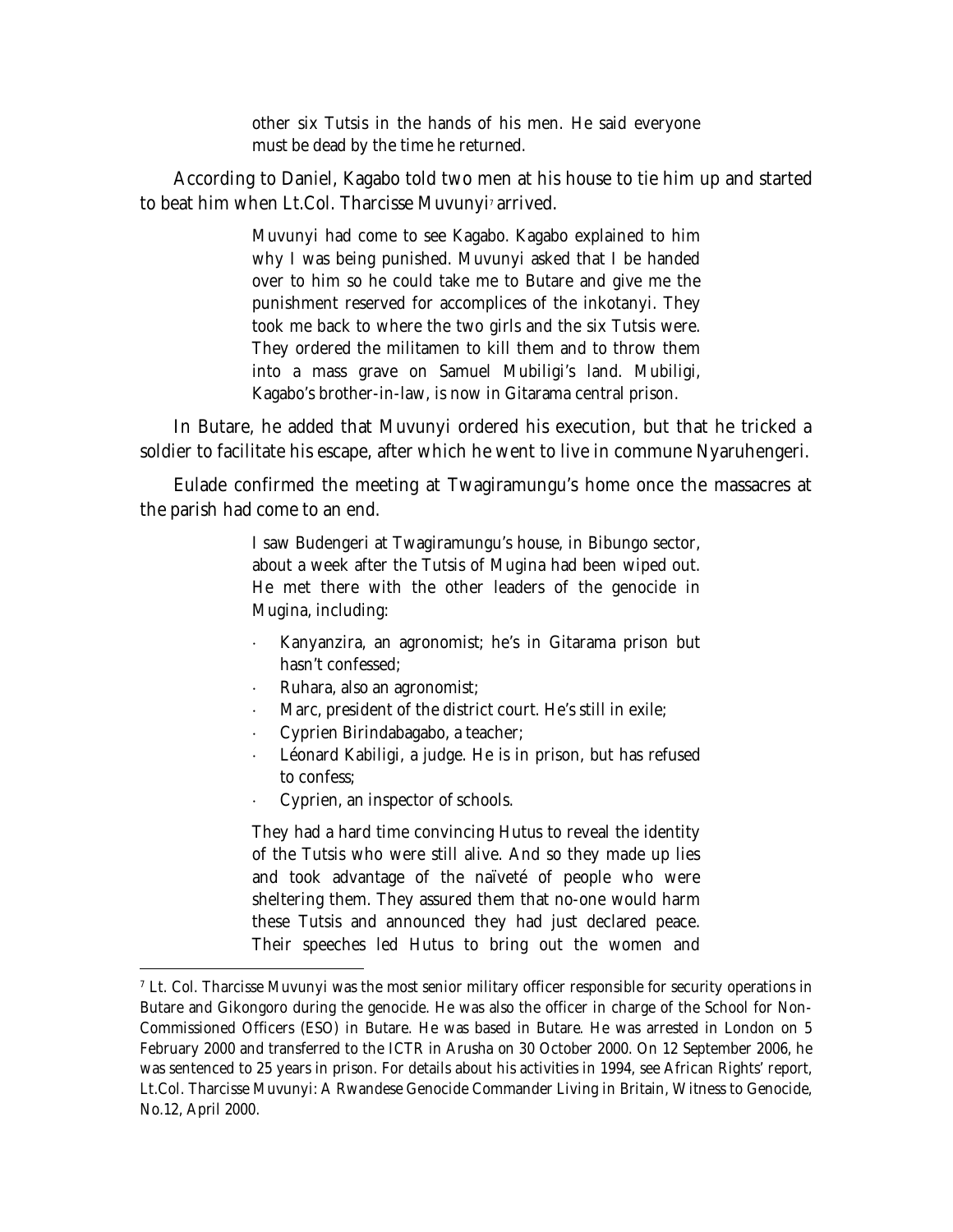> other six Tutsis in the hands of his men. He said everyone must be dead by the time he returned.

According to Daniel, Kagabo told two men at his house to tie him up and started to beat him when Lt.Col. Tharcisse Muvunyi[7] arrived.

> Muvunyi had come to see Kagabo. Kagabo explained to him why I was being punished. Muvunyi asked that I be handed over to him so he could take me to Butare and give me the punishment reserved for accomplices of the inkotanyi. They took me back to where the two girls and the six Tutsis were. They ordered the militamen to kill them and to throw them into a mass grave on Samuel Mubiligi's land. Mubiligi, Kagabo's brother-in-law, is now in Gitarama central prison.

In Butare, he added that Muvunyi ordered his execution, but that he tricked a soldier to facilitate his escape, after which he went to live in commune Nyaruhengeri.

Eulade confirmed the meeting at Twagiramungu's home once the massacres at the parish had come to an end.

> I saw Budengeri at Twagiramungu's house, in Bibungo sector, about a week after the Tutsis of Mugina had been wiped out. He met there with the other leaders of the genocide in Mugina, including:
>
> - Kanyanzira, an agronomist; he's in Gitarama prison but hasn't confessed;
> - Ruhara, also an agronomist;
> - Marc, president of the district court. He's still in exile;
> - Cyprien Birindabagabo, a teacher;
> - Léonard Kabiligi, a judge. He is in prison, but has refused to confess;
> - Cyprien, an inspector of schools.
>
> They had a hard time convincing Hutus to reveal the identity of the Tutsis who were still alive. And so they made up lies and took advantage of the naïveté of people who were sheltering them. They assured them that no-one would harm these Tutsis and announced they had just declared peace. Their speeches led Hutus to bring out the women and

---

[7] Lt. Col. Tharcisse Muvunyi was the most senior military officer responsible for security operations in Butare and Gikongoro during the genocide. He was also the officer in charge of the School for Non-Commissioned Officers (ESO) in Butare. He was based in Butare. He was arrested in London on 5 February 2000 and transferred to the ICTR in Arusha on 30 October 2000. On 12 September 2006, he was sentenced to 25 years in prison. For details about his activities in 1994, see African Rights' report, Lt.Col. Tharcisse Muvunyi: A Rwandese Genocide Commander Living in Britain, Witness to Genocide, No.12, April 2000.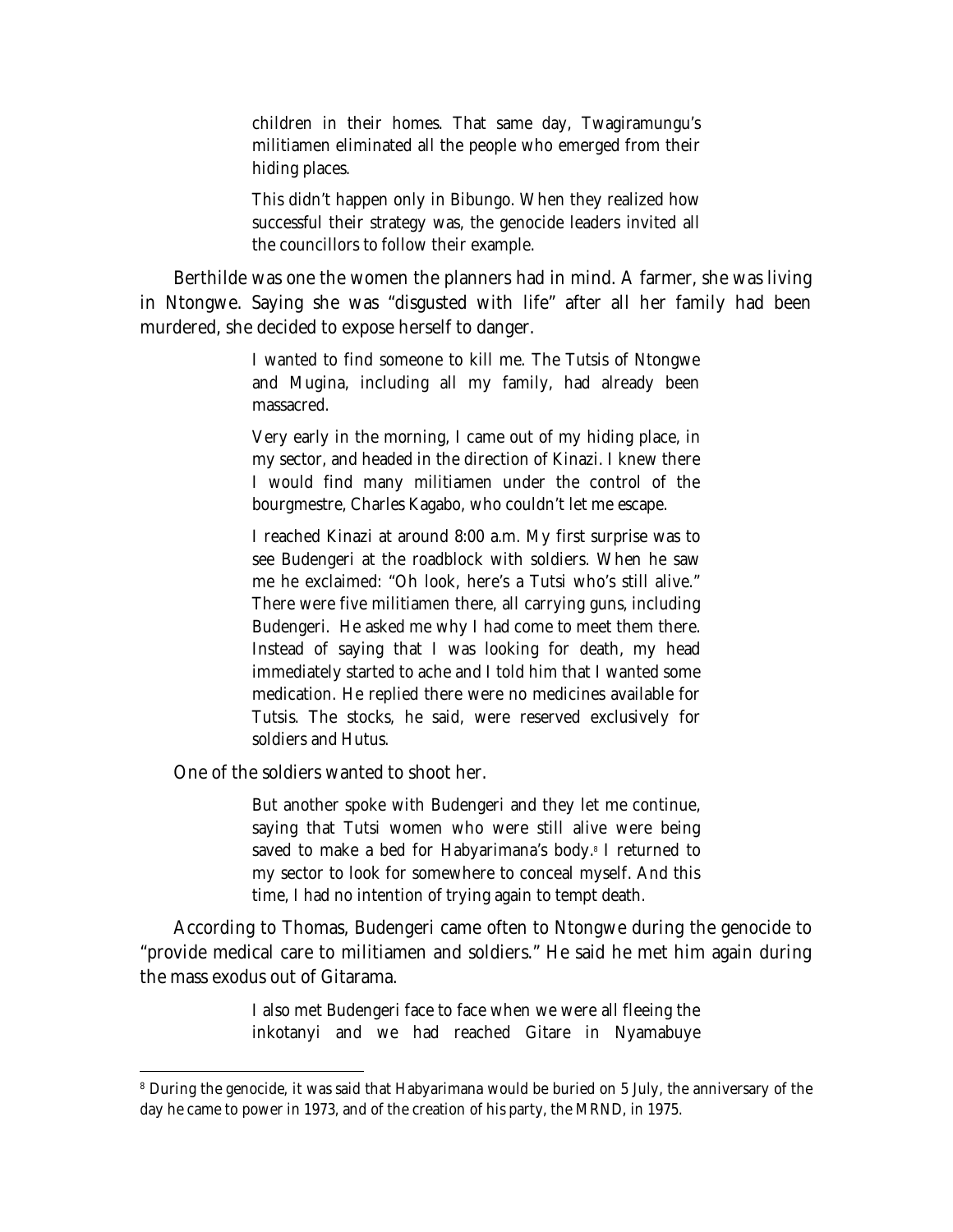> children in their homes. That same day, Twagiramungu's militiamen eliminated all the people who emerged from their hiding places.
>
> This didn't happen only in Bibungo. When they realized how successful their strategy was, the genocide leaders invited all the councillors to follow their example.

Berthilde was one the women the planners had in mind. A farmer, she was living in Ntongwe. Saying she was "disgusted with life" after all her family had been murdered, she decided to expose herself to danger.

> I wanted to find someone to kill me. The Tutsis of Ntongwe and Mugina, including all my family, had already been massacred.
>
> Very early in the morning, I came out of my hiding place, in my sector, and headed in the direction of Kinazi. I knew there I would find many militiamen under the control of the bourgmestre, Charles Kagabo, who couldn't let me escape.
>
> I reached Kinazi at around 8:00 a.m. My first surprise was to see Budengeri at the roadblock with soldiers. When he saw me he exclaimed: "Oh look, here's a Tutsi who's still alive." There were five militiamen there, all carrying guns, including Budengeri. He asked me why I had come to meet them there. Instead of saying that I was looking for death, my head immediately started to ache and I told him that I wanted some medication. He replied there were no medicines available for Tutsis. The stocks, he said, were reserved exclusively for soldiers and Hutus.

One of the soldiers wanted to shoot her.

> But another spoke with Budengeri and they let me continue, saying that Tutsi women who were still alive were being saved to make a bed for Habyarimana's body.[8] I returned to my sector to look for somewhere to conceal myself. And this time, I had no intention of trying again to tempt death.

According to Thomas, Budengeri came often to Ntongwe during the genocide to "provide medical care to militiamen and soldiers." He said he met him again during the mass exodus out of Gitarama.

> I also met Budengeri face to face when we were all fleeing the inkotanyi and we had reached Gitare in Nyamabuye

---

[8] During the genocide, it was said that Habyarimana would be buried on 5 July, the anniversary of the day he came to power in 1973, and of the creation of his party, the MRND, in 1975.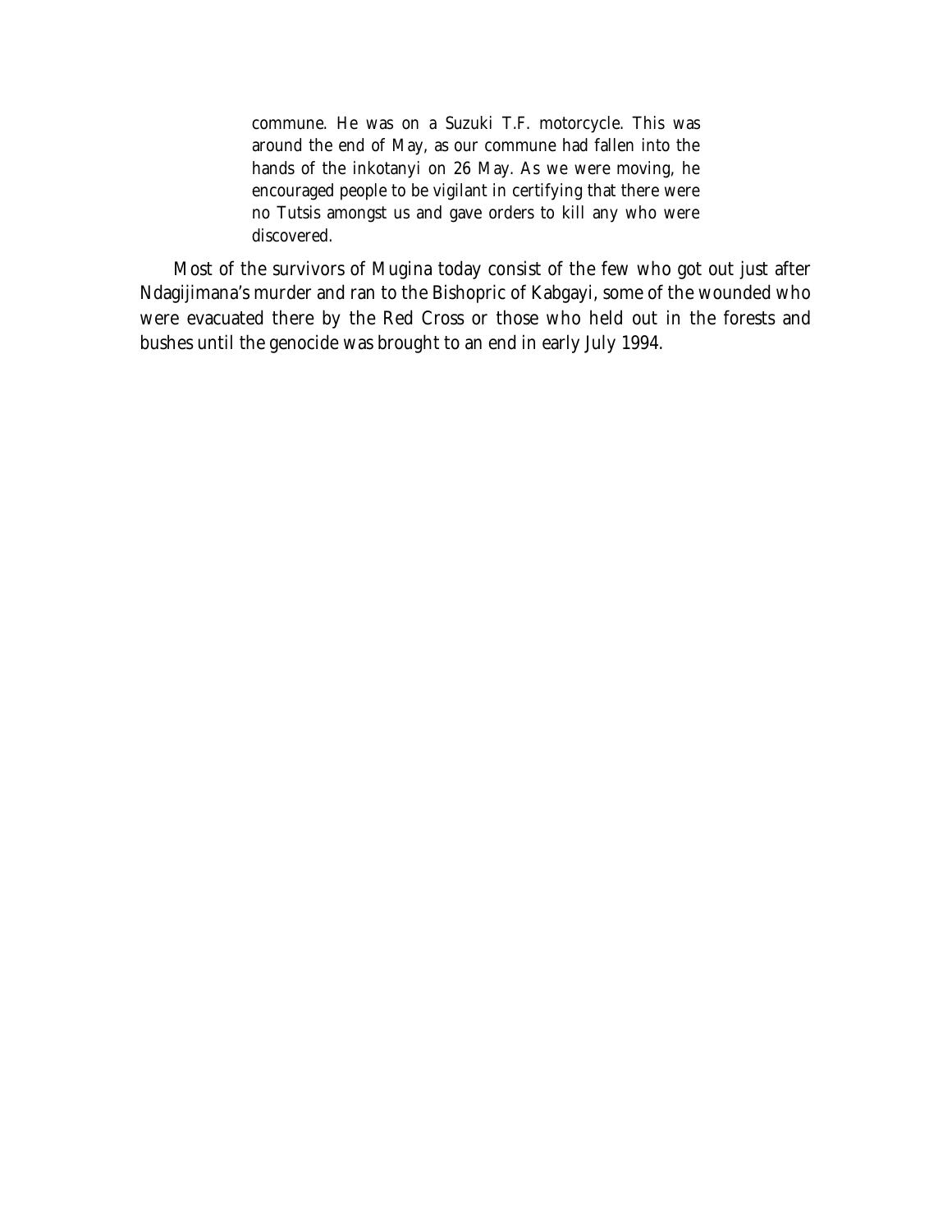> commune. He was on a Suzuki T.F. motorcycle. This was around the end of May, as our commune had fallen into the hands of the inkotanyi on 26 May. As we were moving, he encouraged people to be vigilant in certifying that there were no Tutsis amongst us and gave orders to kill any who were discovered.

Most of the survivors of Mugina today consist of the few who got out just after Ndagijimana's murder and ran to the Bishopric of Kabgayi, some of the wounded who were evacuated there by the Red Cross or those who held out in the forests and bushes until the genocide was brought to an end in early July 1994.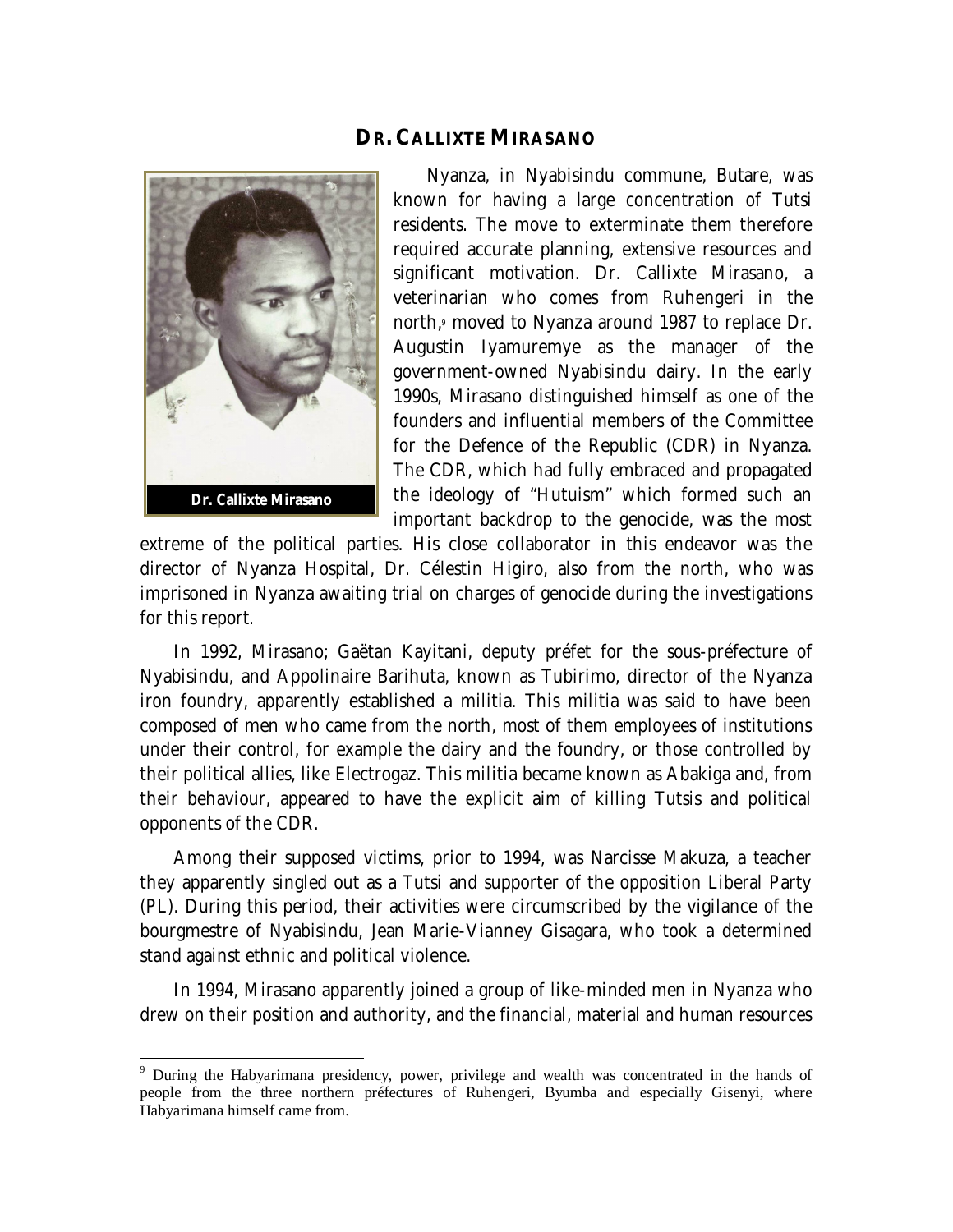## DR. CALLIXTE MIRASANO

Dr. Callixte Mirasano

Nyanza, in Nyabisindu commune, Butare, was known for having a large concentration of Tutsi residents. The move to exterminate them therefore required accurate planning, extensive resources and significant motivation. Dr. Callixte Mirasano, a veterinarian who comes from Ruhengeri in the north,[9] moved to Nyanza around 1987 to replace Dr. Augustin Iyamuremye as the manager of the government-owned Nyabisindu dairy. In the early 1990s, Mirasano distinguished himself as one of the founders and influential members of the Committee for the Defence of the Republic (CDR) in Nyanza. The CDR, which had fully embraced and propagated the ideology of "Hutuism" which formed such an important backdrop to the genocide, was the most extreme of the political parties. His close collaborator in this endeavor was the director of Nyanza Hospital, Dr. Célestin Higiro, also from the north, who was imprisoned in Nyanza awaiting trial on charges of genocide during the investigations for this report.

In 1992, Mirasano; Gaëtan Kayitani, deputy préfet for the sous-préfecture of Nyabisindu, and Appolinaire Barihuta, known as Tubirimo, director of the Nyanza iron foundry, apparently established a militia. This militia was said to have been composed of men who came from the north, most of them employees of institutions under their control, for example the dairy and the foundry, or those controlled by their political allies, like Electrogaz. This militia became known as Abakiga and, from their behaviour, appeared to have the explicit aim of killing Tutsis and political opponents of the CDR.

Among their supposed victims, prior to 1994, was Narcisse Makuza, a teacher they apparently singled out as a Tutsi and supporter of the opposition Liberal Party (PL). During this period, their activities were circumscribed by the vigilance of the bourgmestre of Nyabisindu, Jean Marie-Vianney Gisagara, who took a determined stand against ethnic and political violence.

In 1994, Mirasano apparently joined a group of like-minded men in Nyanza who drew on their position and authority, and the financial, material and human resources

[9] During the Habyarimana presidency, power, privilege and wealth was concentrated in the hands of people from the three northern préfectures of Ruhengeri, Byumba and especially Gisenyi, where Habyarimana himself came from.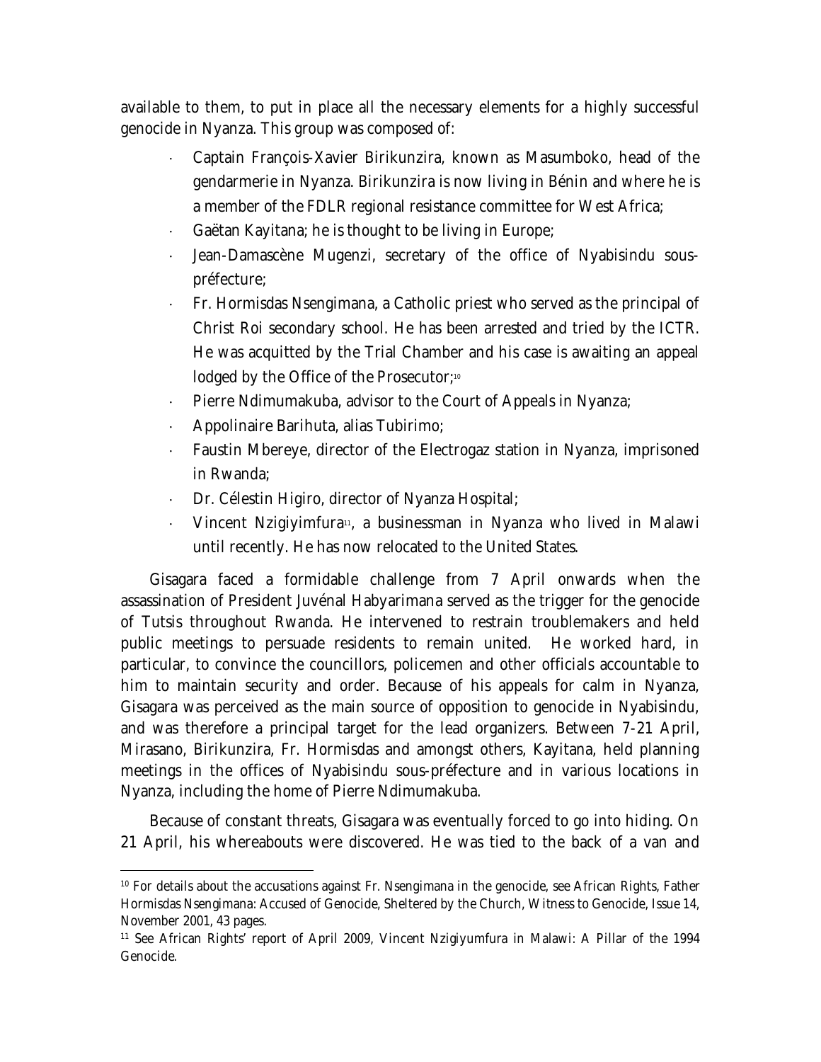available to them, to put in place all the necessary elements for a highly successful genocide in Nyanza. This group was composed of:

- Captain François-Xavier Birikunzira, known as Masumboko, head of the gendarmerie in Nyanza. Birikunzira is now living in Bénin and where he is a member of the FDLR regional resistance committee for West Africa;
- Gaëtan Kayitana; he is thought to be living in Europe;
- Jean-Damascène Mugenzi, secretary of the office of Nyabisindu sous-préfecture;
- Fr. Hormisdas Nsengimana, a Catholic priest who served as the principal of Christ Roi secondary school. He has been arrested and tried by the ICTR. He was acquitted by the Trial Chamber and his case is awaiting an appeal lodged by the Office of the Prosecutor;[10]
- Pierre Ndimumakuba, advisor to the Court of Appeals in Nyanza;
- Appolinaire Barihuta, alias Tubirimo;
- Faustin Mbereye, director of the Electrogaz station in Nyanza, imprisoned in Rwanda;
- Dr. Célestin Higiro, director of Nyanza Hospital;
- Vincent Nzigiyimfura[11], a businessman in Nyanza who lived in Malawi until recently. He has now relocated to the United States.

Gisagara faced a formidable challenge from 7 April onwards when the assassination of President Juvénal Habyarimana served as the trigger for the genocide of Tutsis throughout Rwanda. He intervened to restrain troublemakers and held public meetings to persuade residents to remain united. He worked hard, in particular, to convince the councillors, policemen and other officials accountable to him to maintain security and order. Because of his appeals for calm in Nyanza, Gisagara was perceived as the main source of opposition to genocide in Nyabisindu, and was therefore a principal target for the lead organizers. Between 7-21 April, Mirasano, Birikunzira, Fr. Hormisdas and amongst others, Kayitana, held planning meetings in the offices of Nyabisindu sous-préfecture and in various locations in Nyanza, including the home of Pierre Ndimumakuba.

Because of constant threats, Gisagara was eventually forced to go into hiding. On 21 April, his whereabouts were discovered. He was tied to the back of a van and

---

[10] For details about the accusations against Fr. Nsengimana in the genocide, see African Rights, Father Hormisdas Nsengimana: Accused of Genocide, Sheltered by the Church, Witness to Genocide, Issue 14, November 2001, 43 pages.

[11] See African Rights' report of April 2009, Vincent Nzigiyumfura in Malawi: A Pillar of the 1994 Genocide.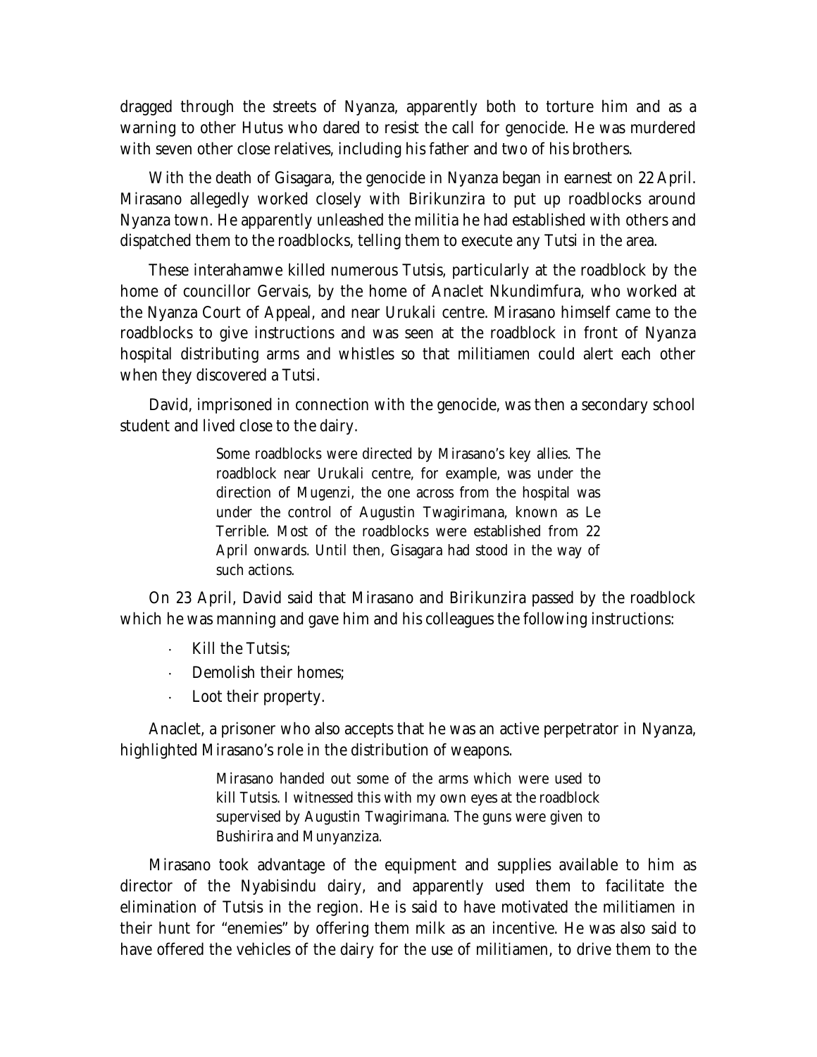dragged through the streets of Nyanza, apparently both to torture him and as a warning to other Hutus who dared to resist the call for genocide. He was murdered with seven other close relatives, including his father and two of his brothers.

With the death of Gisagara, the genocide in Nyanza began in earnest on 22 April. Mirasano allegedly worked closely with Birikunzira to put up roadblocks around Nyanza town. He apparently unleashed the militia he had established with others and dispatched them to the roadblocks, telling them to execute any Tutsi in the area.

These interahamwe killed numerous Tutsis, particularly at the roadblock by the home of councillor Gervais, by the home of Anaclet Nkundimfura, who worked at the Nyanza Court of Appeal, and near Urukali centre. Mirasano himself came to the roadblocks to give instructions and was seen at the roadblock in front of Nyanza hospital distributing arms and whistles so that militiamen could alert each other when they discovered a Tutsi.

David, imprisoned in connection with the genocide, was then a secondary school student and lived close to the dairy.

> Some roadblocks were directed by Mirasano's key allies. The roadblock near Urukali centre, for example, was under the direction of Mugenzi, the one across from the hospital was under the control of Augustin Twagirimana, known as Le Terrible. Most of the roadblocks were established from 22 April onwards. Until then, Gisagara had stood in the way of such actions.

On 23 April, David said that Mirasano and Birikunzira passed by the roadblock which he was manning and gave him and his colleagues the following instructions:

- Kill the Tutsis;
- Demolish their homes;
- Loot their property.

Anaclet, a prisoner who also accepts that he was an active perpetrator in Nyanza, highlighted Mirasano's role in the distribution of weapons.

> Mirasano handed out some of the arms which were used to kill Tutsis. I witnessed this with my own eyes at the roadblock supervised by Augustin Twagirimana. The guns were given to Bushirira and Munyanziza.

Mirasano took advantage of the equipment and supplies available to him as director of the Nyabisindu dairy, and apparently used them to facilitate the elimination of Tutsis in the region. He is said to have motivated the militiamen in their hunt for "enemies" by offering them milk as an incentive. He was also said to have offered the vehicles of the dairy for the use of militiamen, to drive them to the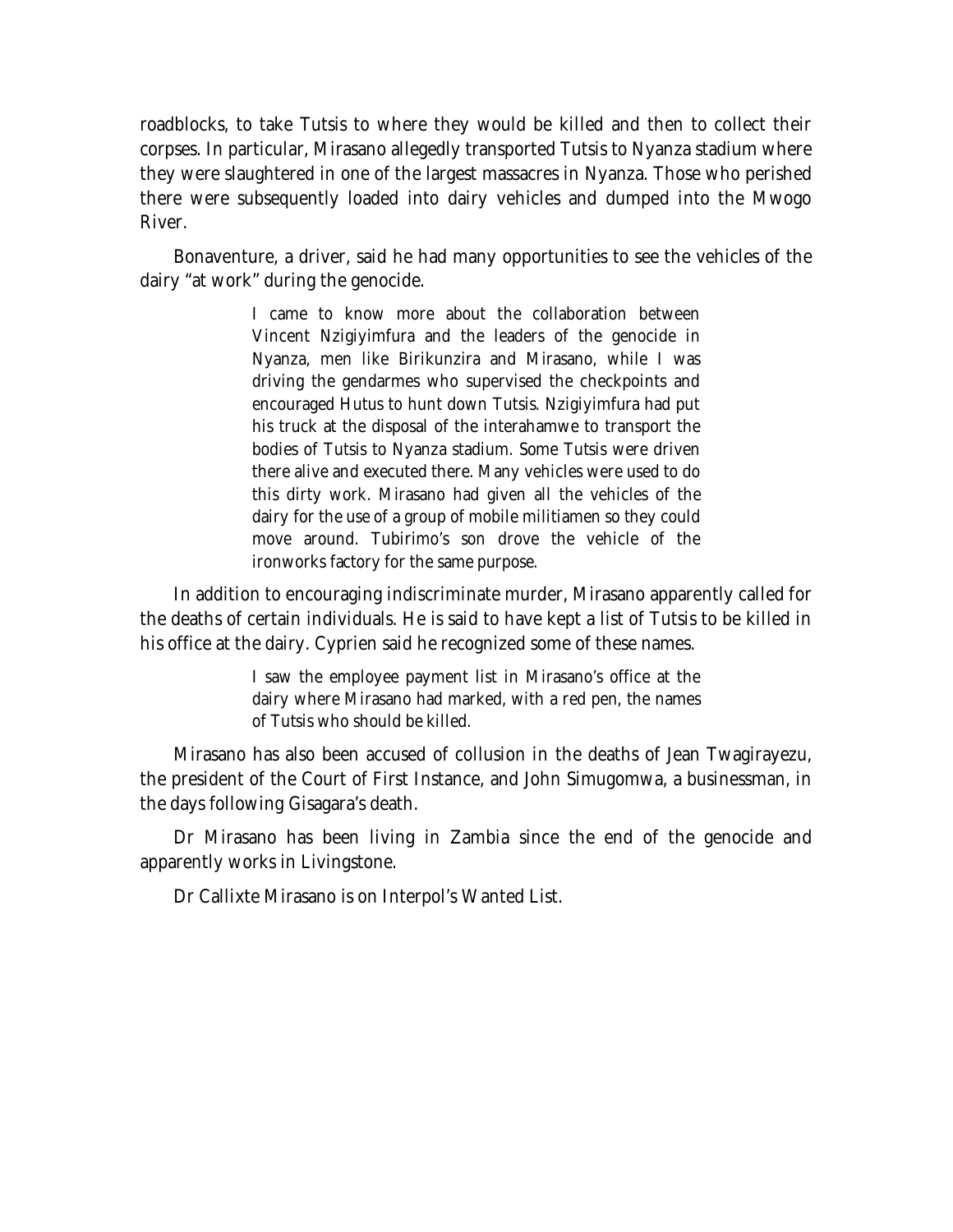roadblocks, to take Tutsis to where they would be killed and then to collect their corpses. In particular, Mirasano allegedly transported Tutsis to Nyanza stadium where they were slaughtered in one of the largest massacres in Nyanza. Those who perished there were subsequently loaded into dairy vehicles and dumped into the Mwogo River.

Bonaventure, a driver, said he had many opportunities to see the vehicles of the dairy "at work" during the genocide.

> I came to know more about the collaboration between Vincent Nzigiyimfura and the leaders of the genocide in Nyanza, men like Birikunzira and Mirasano, while I was driving the gendarmes who supervised the checkpoints and encouraged Hutus to hunt down Tutsis. Nzigiyimfura had put his truck at the disposal of the interahamwe to transport the bodies of Tutsis to Nyanza stadium. Some Tutsis were driven there alive and executed there. Many vehicles were used to do this dirty work. Mirasano had given all the vehicles of the dairy for the use of a group of mobile militiamen so they could move around. Tubirimo's son drove the vehicle of the ironworks factory for the same purpose.

In addition to encouraging indiscriminate murder, Mirasano apparently called for the deaths of certain individuals. He is said to have kept a list of Tutsis to be killed in his office at the dairy. Cyprien said he recognized some of these names.

> I saw the employee payment list in Mirasano's office at the dairy where Mirasano had marked, with a red pen, the names of Tutsis who should be killed.

Mirasano has also been accused of collusion in the deaths of Jean Twagirayezu, the president of the Court of First Instance, and John Simugomwa, a businessman, in the days following Gisagara's death.

Dr Mirasano has been living in Zambia since the end of the genocide and apparently works in Livingstone.

Dr Callixte Mirasano is on Interpol's Wanted List.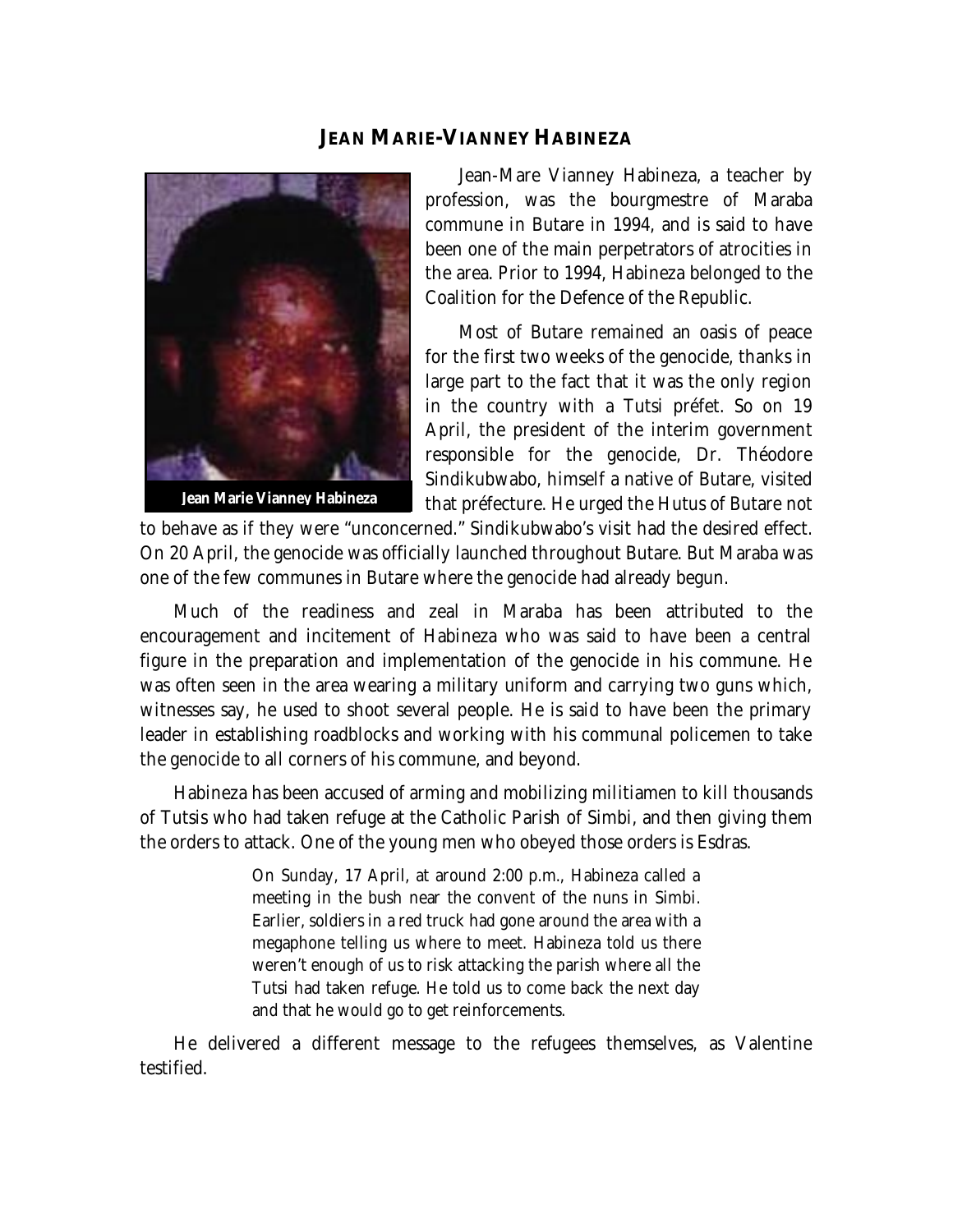## JEAN MARIE-VIANNEY HABINEZA

Jean Marie Vianney Habineza

Jean-Mare Vianney Habineza, a teacher by profession, was the bourgmestre of Maraba commune in Butare in 1994, and is said to have been one of the main perpetrators of atrocities in the area. Prior to 1994, Habineza belonged to the Coalition for the Defence of the Republic.

Most of Butare remained an oasis of peace for the first two weeks of the genocide, thanks in large part to the fact that it was the only region in the country with a Tutsi préfet. So on 19 April, the president of the interim government responsible for the genocide, Dr. Théodore Sindikubwabo, himself a native of Butare, visited that préfecture. He urged the Hutus of Butare not to behave as if they were "unconcerned." Sindikubwabo's visit had the desired effect. On 20 April, the genocide was officially launched throughout Butare. But Maraba was one of the few communes in Butare where the genocide had already begun.

Much of the readiness and zeal in Maraba has been attributed to the encouragement and incitement of Habineza who was said to have been a central figure in the preparation and implementation of the genocide in his commune. He was often seen in the area wearing a military uniform and carrying two guns which, witnesses say, he used to shoot several people. He is said to have been the primary leader in establishing roadblocks and working with his communal policemen to take the genocide to all corners of his commune, and beyond.

Habineza has been accused of arming and mobilizing militiamen to kill thousands of Tutsis who had taken refuge at the Catholic Parish of Simbi, and then giving them the orders to attack. One of the young men who obeyed those orders is Esdras.

> On Sunday, 17 April, at around 2:00 p.m., Habineza called a meeting in the bush near the convent of the nuns in Simbi. Earlier, soldiers in a red truck had gone around the area with a megaphone telling us where to meet. Habineza told us there weren't enough of us to risk attacking the parish where all the Tutsi had taken refuge. He told us to come back the next day and that he would go to get reinforcements.

He delivered a different message to the refugees themselves, as Valentine testified.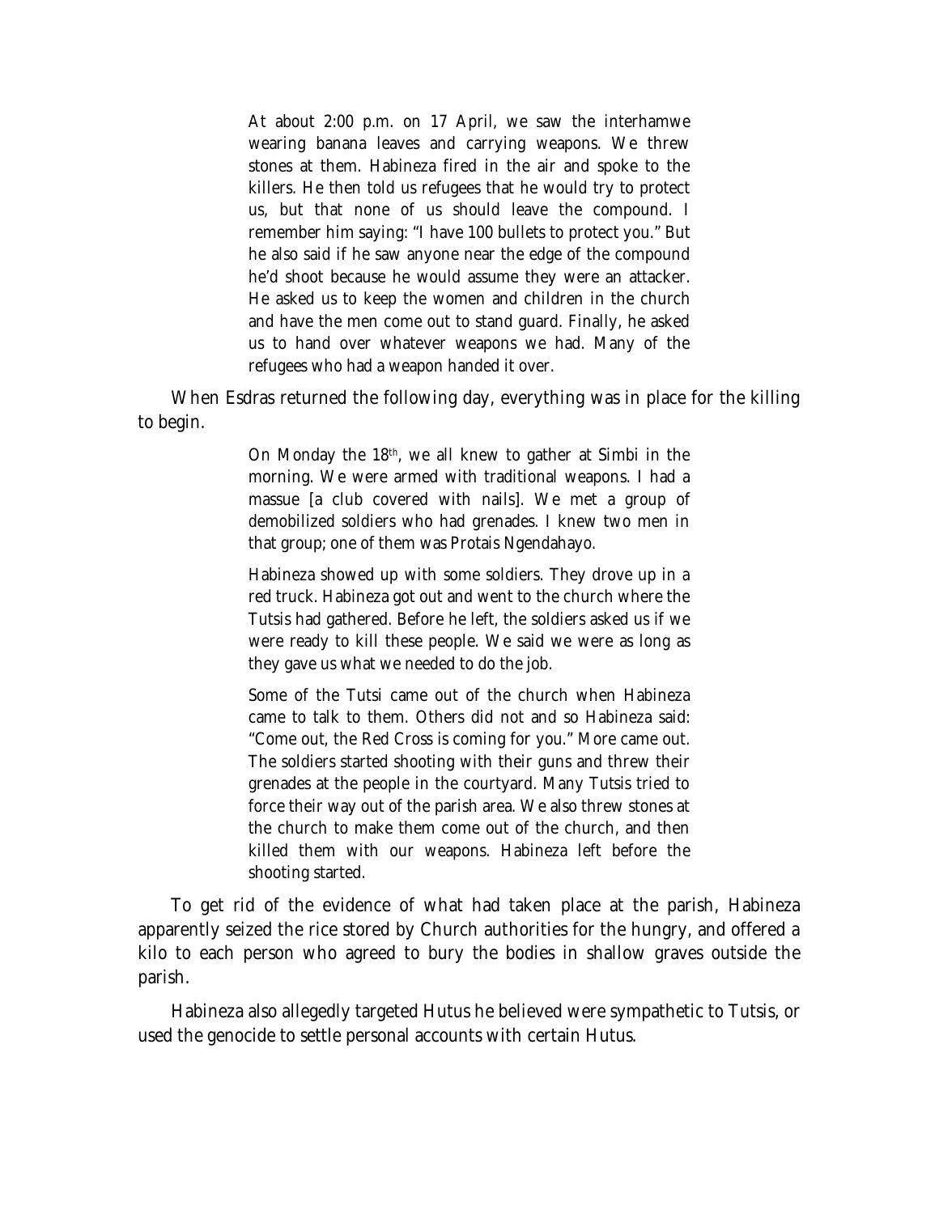> At about 2:00 p.m. on 17 April, we saw the interhamwe wearing banana leaves and carrying weapons. We threw stones at them. Habineza fired in the air and spoke to the killers. He then told us refugees that he would try to protect us, but that none of us should leave the compound. I remember him saying: "I have 100 bullets to protect you." But he also said if he saw anyone near the edge of the compound he'd shoot because he would assume they were an attacker. He asked us to keep the women and children in the church and have the men come out to stand guard. Finally, he asked us to hand over whatever weapons we had. Many of the refugees who had a weapon handed it over.

When Esdras returned the following day, everything was in place for the killing to begin.

> On Monday the 18th, we all knew to gather at Simbi in the morning. We were armed with traditional weapons. I had a massue [a club covered with nails]. We met a group of demobilized soldiers who had grenades. I knew two men in that group; one of them was Protais Ngendahayo.
>
> Habineza showed up with some soldiers. They drove up in a red truck. Habineza got out and went to the church where the Tutsis had gathered. Before he left, the soldiers asked us if we were ready to kill these people. We said we were as long as they gave us what we needed to do the job.
>
> Some of the Tutsi came out of the church when Habineza came to talk to them. Others did not and so Habineza said: "Come out, the Red Cross is coming for you." More came out. The soldiers started shooting with their guns and threw their grenades at the people in the courtyard. Many Tutsis tried to force their way out of the parish area. We also threw stones at the church to make them come out of the church, and then killed them with our weapons. Habineza left before the shooting started.

To get rid of the evidence of what had taken place at the parish, Habineza apparently seized the rice stored by Church authorities for the hungry, and offered a kilo to each person who agreed to bury the bodies in shallow graves outside the parish.

Habineza also allegedly targeted Hutus he believed were sympathetic to Tutsis, or used the genocide to settle personal accounts with certain Hutus.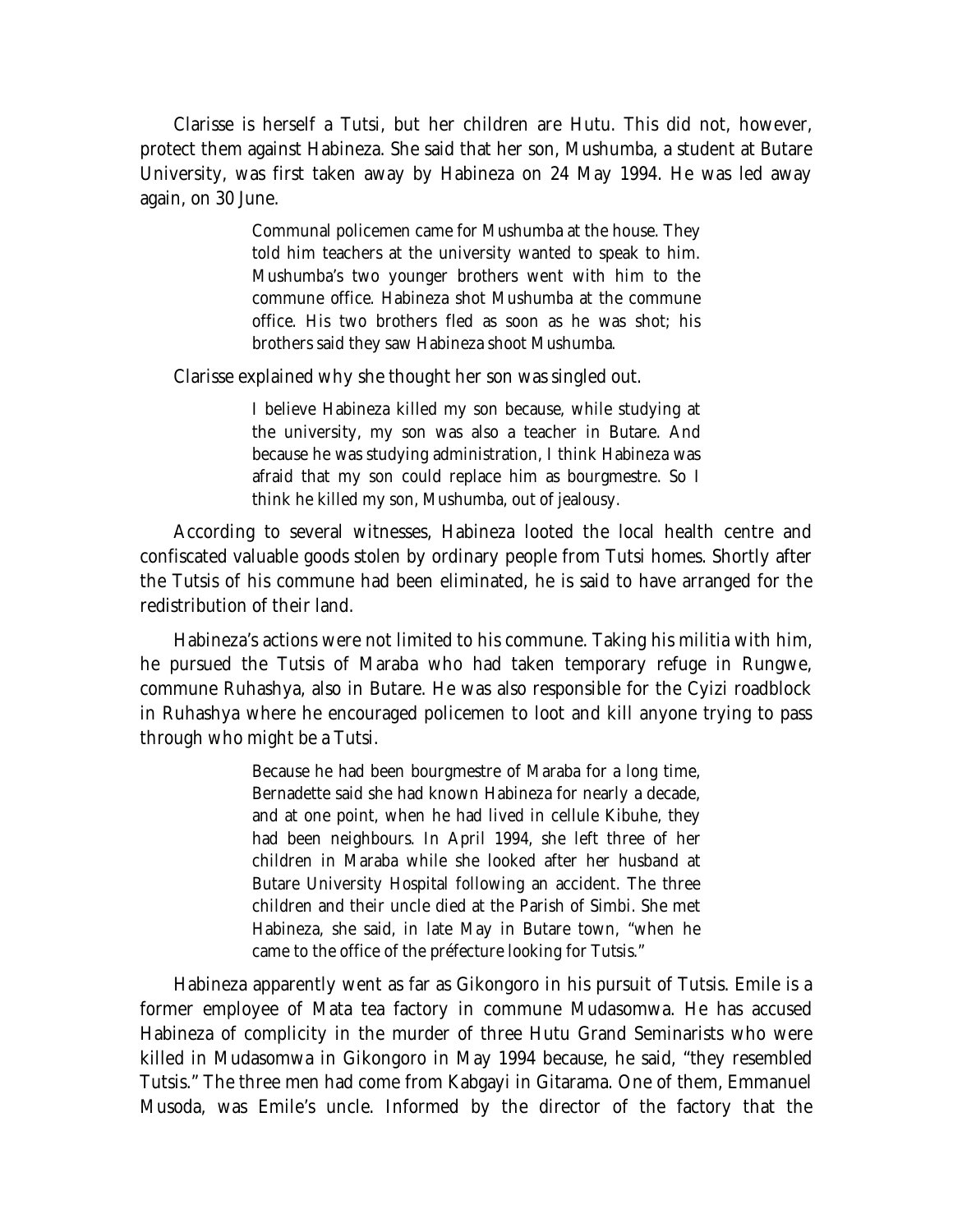Clarisse is herself a Tutsi, but her children are Hutu. This did not, however, protect them against Habineza. She said that her son, Mushumba, a student at Butare University, was first taken away by Habineza on 24 May 1994. He was led away again, on 30 June.

> Communal policemen came for Mushumba at the house. They told him teachers at the university wanted to speak to him. Mushumba's two younger brothers went with him to the commune office. Habineza shot Mushumba at the commune office. His two brothers fled as soon as he was shot; his brothers said they saw Habineza shoot Mushumba.

Clarisse explained why she thought her son was singled out.

> I believe Habineza killed my son because, while studying at the university, my son was also a teacher in Butare. And because he was studying administration, I think Habineza was afraid that my son could replace him as bourgmestre. So I think he killed my son, Mushumba, out of jealousy.

According to several witnesses, Habineza looted the local health centre and confiscated valuable goods stolen by ordinary people from Tutsi homes. Shortly after the Tutsis of his commune had been eliminated, he is said to have arranged for the redistribution of their land.

Habineza's actions were not limited to his commune. Taking his militia with him, he pursued the Tutsis of Maraba who had taken temporary refuge in Rungwe, commune Ruhashya, also in Butare. He was also responsible for the Cyizi roadblock in Ruhashya where he encouraged policemen to loot and kill anyone trying to pass through who might be a Tutsi.

> Because he had been bourgmestre of Maraba for a long time, Bernadette said she had known Habineza for nearly a decade, and at one point, when he had lived in cellule Kibuhe, they had been neighbours. In April 1994, she left three of her children in Maraba while she looked after her husband at Butare University Hospital following an accident. The three children and their uncle died at the Parish of Simbi. She met Habineza, she said, in late May in Butare town, "when he came to the office of the préfecture looking for Tutsis."

Habineza apparently went as far as Gikongoro in his pursuit of Tutsis. Emile is a former employee of Mata tea factory in commune Mudasomwa. He has accused Habineza of complicity in the murder of three Hutu Grand Seminarists who were killed in Mudasomwa in Gikongoro in May 1994 because, he said, "they resembled Tutsis." The three men had come from Kabgayi in Gitarama. One of them, Emmanuel Musoda, was Emile's uncle. Informed by the director of the factory that the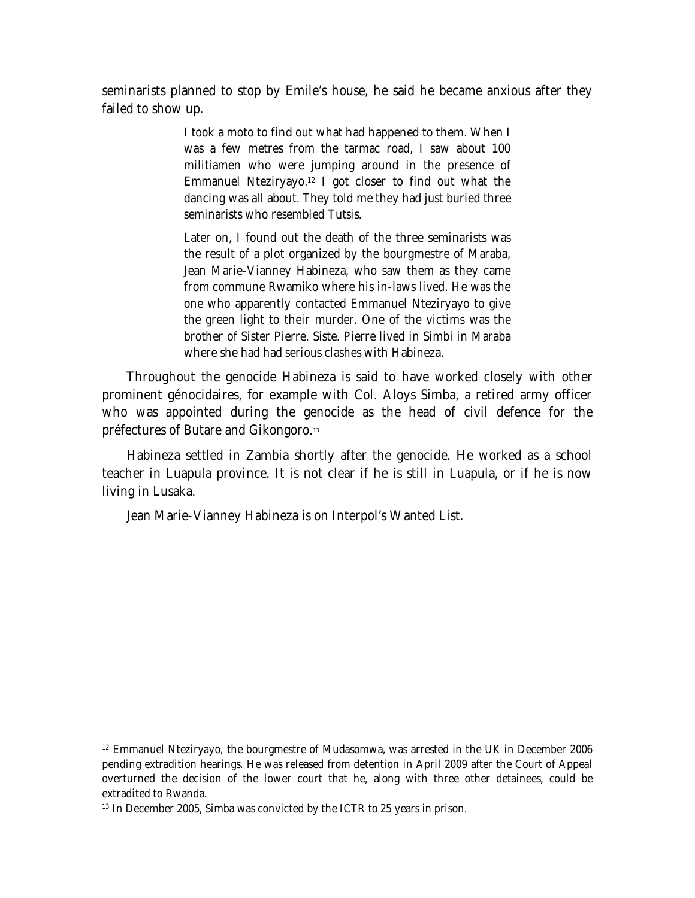seminarists planned to stop by Emile's house, he said he became anxious after they failed to show up.

> I took a moto to find out what had happened to them. When I was a few metres from the tarmac road, I saw about 100 militiamen who were jumping around in the presence of Emmanuel Nteziryayo.[12] I got closer to find out what the dancing was all about. They told me they had just buried three seminarists who resembled Tutsis.
>
> Later on, I found out the death of the three seminarists was the result of a plot organized by the bourgmestre of Maraba, Jean Marie-Vianney Habineza, who saw them as they came from commune Rwamiko where his in-laws lived. He was the one who apparently contacted Emmanuel Nteziryayo to give the green light to their murder. One of the victims was the brother of Sister Pierre. Siste. Pierre lived in Simbi in Maraba where she had had serious clashes with Habineza.

Throughout the genocide Habineza is said to have worked closely with other prominent génocidaires, for example with Col. Aloys Simba, a retired army officer who was appointed during the genocide as the head of civil defence for the préfectures of Butare and Gikongoro.[13]

Habineza settled in Zambia shortly after the genocide. He worked as a school teacher in Luapula province. It is not clear if he is still in Luapula, or if he is now living in Lusaka.

Jean Marie-Vianney Habineza is on Interpol's Wanted List.

---

[12] Emmanuel Nteziryayo, the bourgmestre of Mudasomwa, was arrested in the UK in December 2006 pending extradition hearings. He was released from detention in April 2009 after the Court of Appeal overturned the decision of the lower court that he, along with three other detainees, could be extradited to Rwanda.

[13] In December 2005, Simba was convicted by the ICTR to 25 years in prison.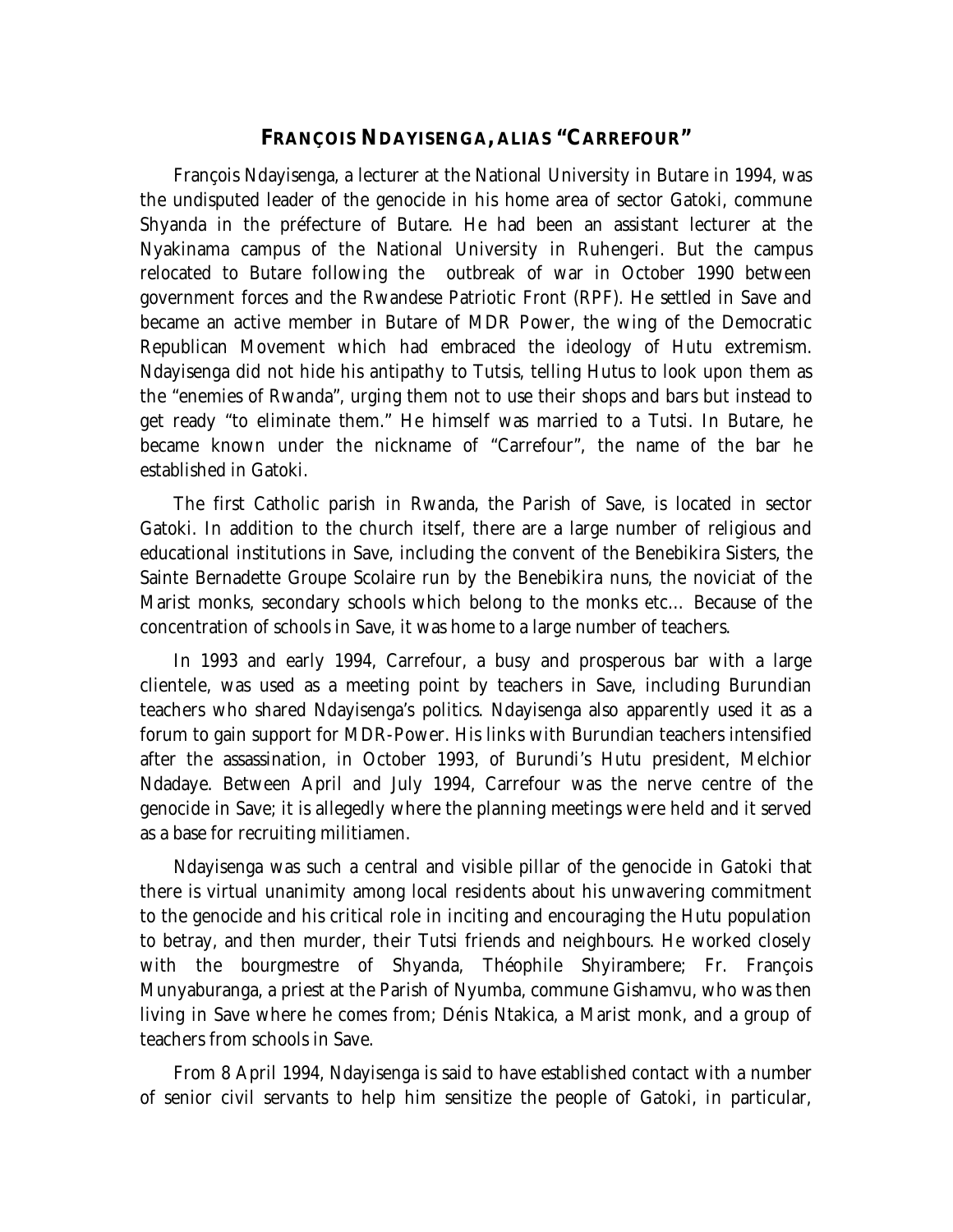## FRANÇOIS NDAYISENGA, ALIAS "CARREFOUR"

François Ndayisenga, a lecturer at the National University in Butare in 1994, was the undisputed leader of the genocide in his home area of sector Gatoki, commune Shyanda in the préfecture of Butare. He had been an assistant lecturer at the Nyakinama campus of the National University in Ruhengeri. But the campus relocated to Butare following the outbreak of war in October 1990 between government forces and the Rwandese Patriotic Front (RPF). He settled in Save and became an active member in Butare of MDR Power, the wing of the Democratic Republican Movement which had embraced the ideology of Hutu extremism. Ndayisenga did not hide his antipathy to Tutsis, telling Hutus to look upon them as the "enemies of Rwanda", urging them not to use their shops and bars but instead to get ready "to eliminate them." He himself was married to a Tutsi. In Butare, he became known under the nickname of "Carrefour", the name of the bar he established in Gatoki.

The first Catholic parish in Rwanda, the Parish of Save, is located in sector Gatoki. In addition to the church itself, there are a large number of religious and educational institutions in Save, including the convent of the Benebikira Sisters, the Sainte Bernadette Groupe Scolaire run by the Benebikira nuns, the noviciat of the Marist monks, secondary schools which belong to the monks etc... Because of the concentration of schools in Save, it was home to a large number of teachers.

In 1993 and early 1994, Carrefour, a busy and prosperous bar with a large clientele, was used as a meeting point by teachers in Save, including Burundian teachers who shared Ndayisenga's politics. Ndayisenga also apparently used it as a forum to gain support for MDR-Power. His links with Burundian teachers intensified after the assassination, in October 1993, of Burundi's Hutu president, Melchior Ndadaye. Between April and July 1994, Carrefour was the nerve centre of the genocide in Save; it is allegedly where the planning meetings were held and it served as a base for recruiting militiamen.

Ndayisenga was such a central and visible pillar of the genocide in Gatoki that there is virtual unanimity among local residents about his unwavering commitment to the genocide and his critical role in inciting and encouraging the Hutu population to betray, and then murder, their Tutsi friends and neighbours. He worked closely with the bourgmestre of Shyanda, Théophile Shyirambere; Fr. François Munyaburanga, a priest at the Parish of Nyumba, commune Gishamvu, who was then living in Save where he comes from; Dénis Ntakica, a Marist monk, and a group of teachers from schools in Save.

From 8 April 1994, Ndayisenga is said to have established contact with a number of senior civil servants to help him sensitize the people of Gatoki, in particular,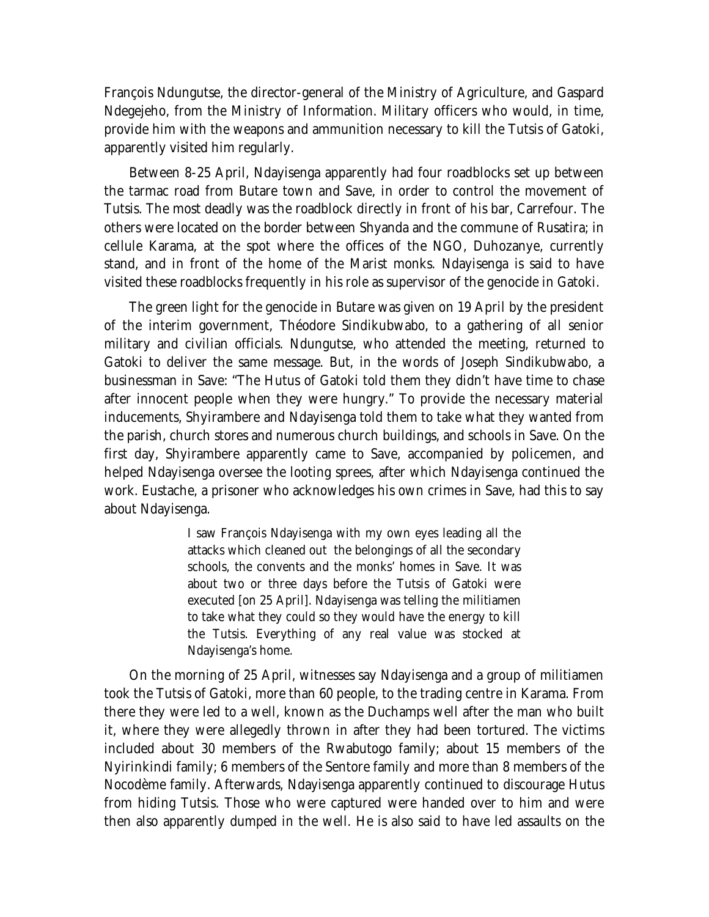François Ndungutse, the director-general of the Ministry of Agriculture, and Gaspard Ndegejeho, from the Ministry of Information. Military officers who would, in time, provide him with the weapons and ammunition necessary to kill the Tutsis of Gatoki, apparently visited him regularly.

Between 8-25 April, Ndayisenga apparently had four roadblocks set up between the tarmac road from Butare town and Save, in order to control the movement of Tutsis. The most deadly was the roadblock directly in front of his bar, Carrefour. The others were located on the border between Shyanda and the commune of Rusatira; in cellule Karama, at the spot where the offices of the NGO, Duhozanye, currently stand, and in front of the home of the Marist monks. Ndayisenga is said to have visited these roadblocks frequently in his role as supervisor of the genocide in Gatoki.

The green light for the genocide in Butare was given on 19 April by the president of the interim government, Théodore Sindikubwabo, to a gathering of all senior military and civilian officials. Ndungutse, who attended the meeting, returned to Gatoki to deliver the same message. But, in the words of Joseph Sindikubwabo, a businessman in Save: "The Hutus of Gatoki told them they didn't have time to chase after innocent people when they were hungry." To provide the necessary material inducements, Shyirambere and Ndayisenga told them to take what they wanted from the parish, church stores and numerous church buildings, and schools in Save. On the first day, Shyirambere apparently came to Save, accompanied by policemen, and helped Ndayisenga oversee the looting sprees, after which Ndayisenga continued the work. Eustache, a prisoner who acknowledges his own crimes in Save, had this to say about Ndayisenga.

> I saw François Ndayisenga with my own eyes leading all the attacks which cleaned out the belongings of all the secondary schools, the convents and the monks' homes in Save. It was about two or three days before the Tutsis of Gatoki were executed [on 25 April]. Ndayisenga was telling the militiamen to take what they could so they would have the energy to kill the Tutsis. Everything of any real value was stocked at Ndayisenga's home.

On the morning of 25 April, witnesses say Ndayisenga and a group of militiamen took the Tutsis of Gatoki, more than 60 people, to the trading centre in Karama. From there they were led to a well, known as the Duchamps well after the man who built it, where they were allegedly thrown in after they had been tortured. The victims included about 30 members of the Rwabutogo family; about 15 members of the Nyirinkindi family; 6 members of the Sentore family and more than 8 members of the Nocodème family. Afterwards, Ndayisenga apparently continued to discourage Hutus from hiding Tutsis. Those who were captured were handed over to him and were then also apparently dumped in the well. He is also said to have led assaults on the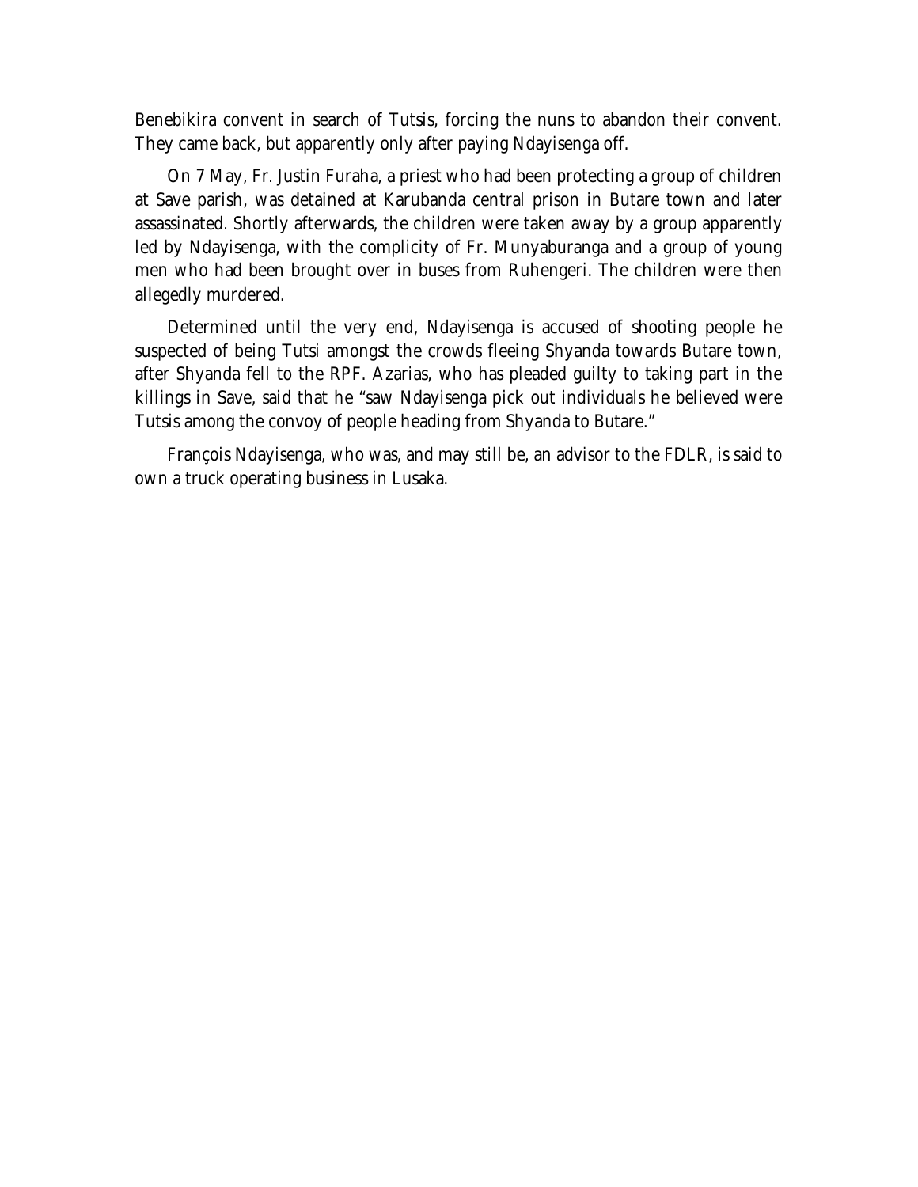Benebikira convent in search of Tutsis, forcing the nuns to abandon their convent. They came back, but apparently only after paying Ndayisenga off.

On 7 May, Fr. Justin Furaha, a priest who had been protecting a group of children at Save parish, was detained at Karubanda central prison in Butare town and later assassinated. Shortly afterwards, the children were taken away by a group apparently led by Ndayisenga, with the complicity of Fr. Munyaburanga and a group of young men who had been brought over in buses from Ruhengeri. The children were then allegedly murdered.

Determined until the very end, Ndayisenga is accused of shooting people he suspected of being Tutsi amongst the crowds fleeing Shyanda towards Butare town, after Shyanda fell to the RPF. Azarias, who has pleaded guilty to taking part in the killings in Save, said that he "saw Ndayisenga pick out individuals he believed were Tutsis among the convoy of people heading from Shyanda to Butare."

François Ndayisenga, who was, and may still be, an advisor to the FDLR, is said to own a truck operating business in Lusaka.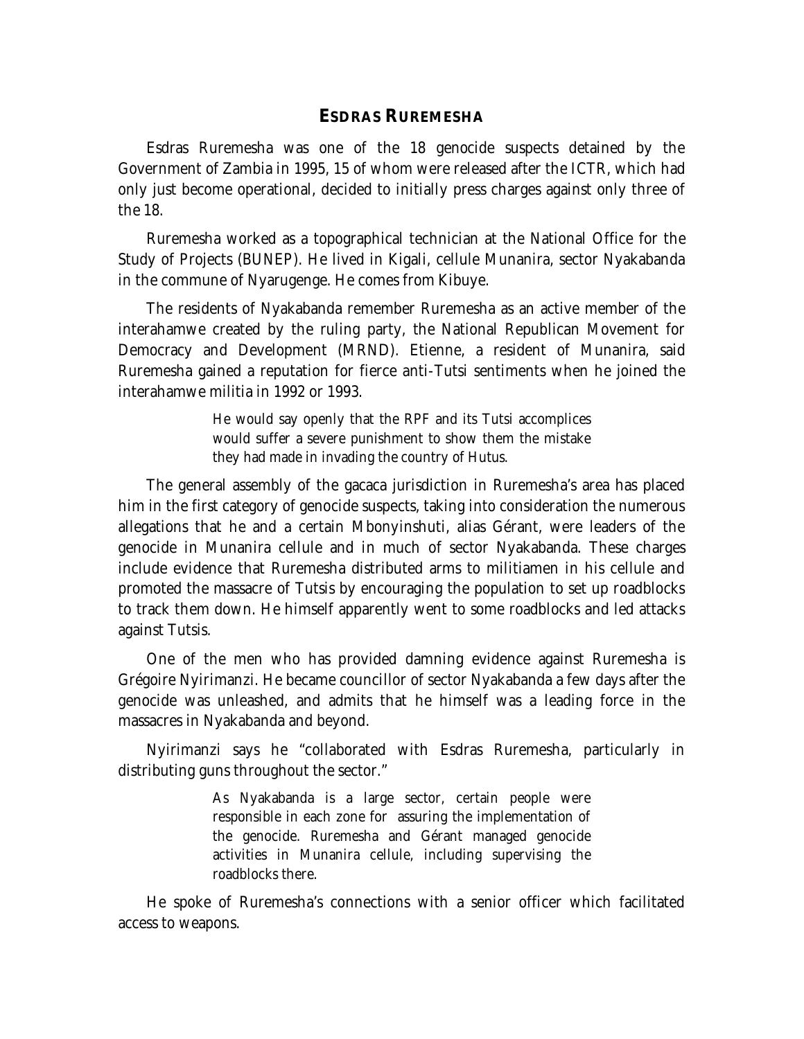## ESDRAS RUREMESHA

Esdras Ruremesha was one of the 18 genocide suspects detained by the Government of Zambia in 1995, 15 of whom were released after the ICTR, which had only just become operational, decided to initially press charges against only three of the 18.

Ruremesha worked as a topographical technician at the National Office for the Study of Projects (BUNEP). He lived in Kigali, cellule Munanira, sector Nyakabanda in the commune of Nyarugenge. He comes from Kibuye.

The residents of Nyakabanda remember Ruremesha as an active member of the interahamwe created by the ruling party, the National Republican Movement for Democracy and Development (MRND). Etienne, a resident of Munanira, said Ruremesha gained a reputation for fierce anti-Tutsi sentiments when he joined the interahamwe militia in 1992 or 1993.

> He would say openly that the RPF and its Tutsi accomplices would suffer a severe punishment to show them the mistake they had made in invading the country of Hutus.

The general assembly of the gacaca jurisdiction in Ruremesha's area has placed him in the first category of genocide suspects, taking into consideration the numerous allegations that he and a certain Mbonyinshuti, alias Gérant, were leaders of the genocide in Munanira cellule and in much of sector Nyakabanda. These charges include evidence that Ruremesha distributed arms to militiamen in his cellule and promoted the massacre of Tutsis by encouraging the population to set up roadblocks to track them down. He himself apparently went to some roadblocks and led attacks against Tutsis.

One of the men who has provided damning evidence against Ruremesha is Grégoire Nyirimanzi. He became councillor of sector Nyakabanda a few days after the genocide was unleashed, and admits that he himself was a leading force in the massacres in Nyakabanda and beyond.

Nyirimanzi says he "collaborated with Esdras Ruremesha, particularly in distributing guns throughout the sector."

> As Nyakabanda is a large sector, certain people were responsible in each zone for assuring the implementation of the genocide. Ruremesha and Gérant managed genocide activities in Munanira cellule, including supervising the roadblocks there.

He spoke of Ruremesha's connections with a senior officer which facilitated access to weapons.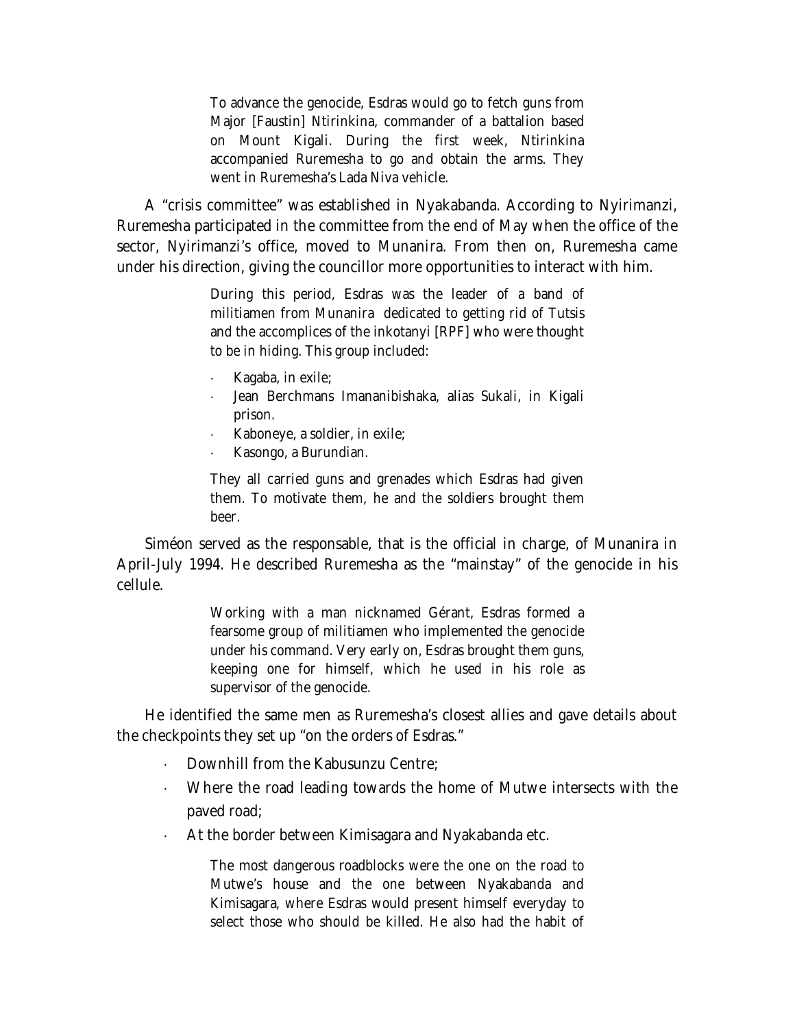> To advance the genocide, Esdras would go to fetch guns from Major [Faustin] Ntirinkina, commander of a battalion based on Mount Kigali. During the first week, Ntirinkina accompanied Ruremesha to go and obtain the arms. They went in Ruremesha's Lada Niva vehicle.

A "crisis committee" was established in Nyakabanda. According to Nyirimanzi, Ruremesha participated in the committee from the end of May when the office of the sector, Nyirimanzi's office, moved to Munanira. From then on, Ruremesha came under his direction, giving the councillor more opportunities to interact with him.

> During this period, Esdras was the leader of a band of militiamen from Munanira dedicated to getting rid of Tutsis and the accomplices of the inkotanyi [RPF] who were thought to be in hiding. This group included:
>
> - Kagaba, in exile;
> - Jean Berchmans Imananibishaka, alias Sukali, in Kigali prison.
> - Kaboneye, a soldier, in exile;
> - Kasongo, a Burundian.
>
> They all carried guns and grenades which Esdras had given them. To motivate them, he and the soldiers brought them beer.

Siméon served as the responsable, that is the official in charge, of Munanira in April-July 1994. He described Ruremesha as the "mainstay" of the genocide in his cellule.

> Working with a man nicknamed Gérant, Esdras formed a fearsome group of militiamen who implemented the genocide under his command. Very early on, Esdras brought them guns, keeping one for himself, which he used in his role as supervisor of the genocide.

He identified the same men as Ruremesha's closest allies and gave details about the checkpoints they set up "on the orders of Esdras."

- Downhill from the Kabusunzu Centre;
- Where the road leading towards the home of Mutwe intersects with the paved road;
- At the border between Kimisagara and Nyakabanda etc.

> The most dangerous roadblocks were the one on the road to Mutwe's house and the one between Nyakabanda and Kimisagara, where Esdras would present himself everyday to select those who should be killed. He also had the habit of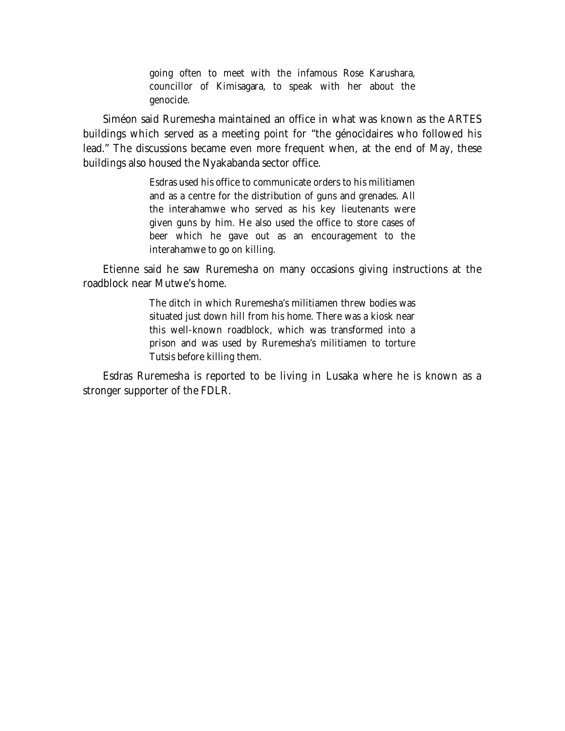> going often to meet with the infamous Rose Karushara, councillor of Kimisagara, to speak with her about the genocide.

Siméon said Ruremesha maintained an office in what was known as the ARTES buildings which served as a meeting point for "the génocidaires who followed his lead." The discussions became even more frequent when, at the end of May, these buildings also housed the Nyakabanda sector office.

> Esdras used his office to communicate orders to his militiamen and as a centre for the distribution of guns and grenades. All the interahamwe who served as his key lieutenants were given guns by him. He also used the office to store cases of beer which he gave out as an encouragement to the interahamwe to go on killing.

Etienne said he saw Ruremesha on many occasions giving instructions at the roadblock near Mutwe's home.

> The ditch in which Ruremesha's militiamen threw bodies was situated just down hill from his home. There was a kiosk near this well-known roadblock, which was transformed into a prison and was used by Ruremesha's militiamen to torture Tutsis before killing them.

Esdras Ruremesha is reported to be living in Lusaka where he is known as a stronger supporter of the FDLR.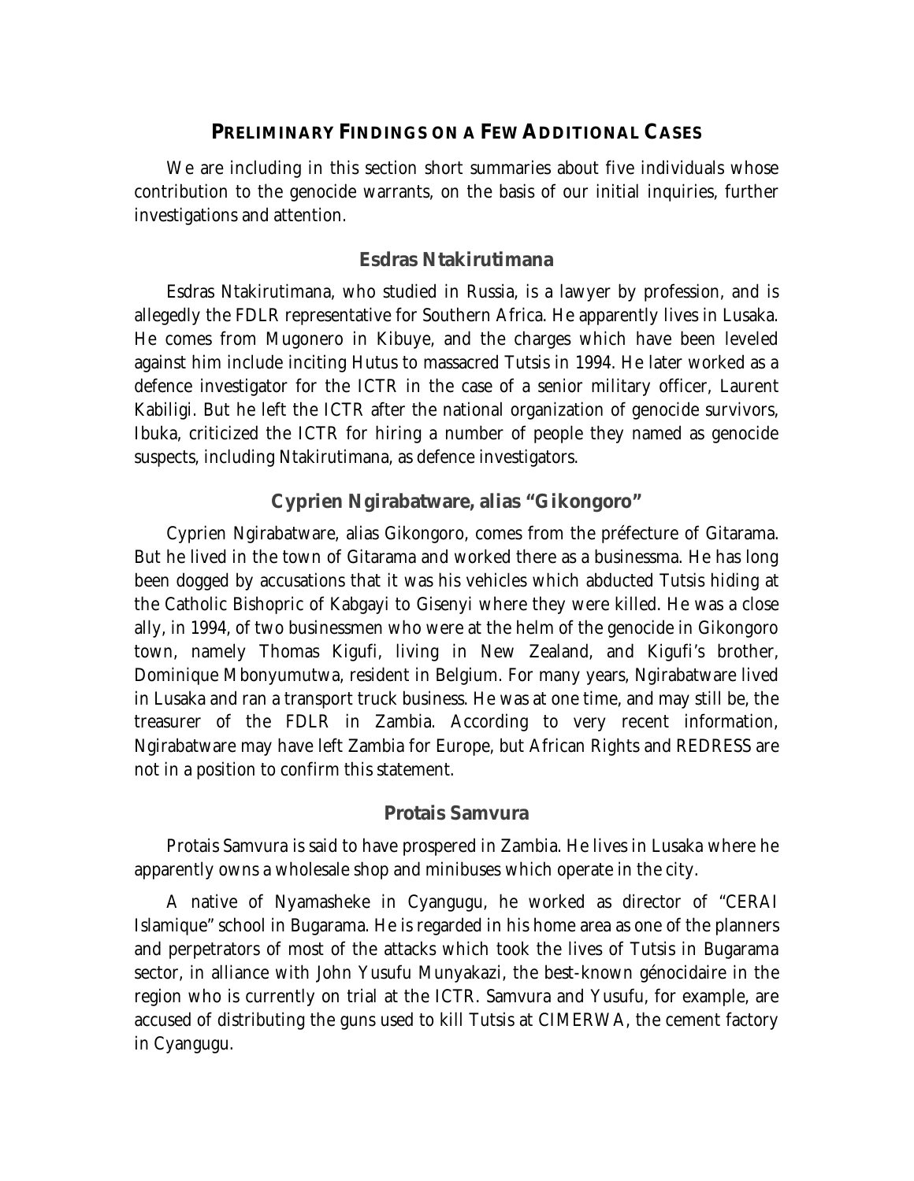## PRELIMINARY FINDINGS ON A FEW ADDITIONAL CASES

We are including in this section short summaries about five individuals whose contribution to the genocide warrants, on the basis of our initial inquiries, further investigations and attention.

### Esdras Ntakirutimana

Esdras Ntakirutimana, who studied in Russia, is a lawyer by profession, and is allegedly the FDLR representative for Southern Africa. He apparently lives in Lusaka. He comes from Mugonero in Kibuye, and the charges which have been leveled against him include inciting Hutus to massacred Tutsis in 1994. He later worked as a defence investigator for the ICTR in the case of a senior military officer, Laurent Kabiligi. But he left the ICTR after the national organization of genocide survivors, Ibuka, criticized the ICTR for hiring a number of people they named as genocide suspects, including Ntakirutimana, as defence investigators.

### Cyprien Ngirabatware, alias "Gikongoro"

Cyprien Ngirabatware, alias Gikongoro, comes from the préfecture of Gitarama. But he lived in the town of Gitarama and worked there as a businessma. He has long been dogged by accusations that it was his vehicles which abducted Tutsis hiding at the Catholic Bishopric of Kabgayi to Gisenyi where they were killed. He was a close ally, in 1994, of two businessmen who were at the helm of the genocide in Gikongoro town, namely Thomas Kigufi, living in New Zealand, and Kigufi's brother, Dominique Mbonyumutwa, resident in Belgium. For many years, Ngirabatware lived in Lusaka and ran a transport truck business. He was at one time, and may still be, the treasurer of the FDLR in Zambia. According to very recent information, Ngirabatware may have left Zambia for Europe, but African Rights and REDRESS are not in a position to confirm this statement.

### Protais Samvura

Protais Samvura is said to have prospered in Zambia. He lives in Lusaka where he apparently owns a wholesale shop and minibuses which operate in the city.

A native of Nyamasheke in Cyangugu, he worked as director of "CERAI Islamique" school in Bugarama. He is regarded in his home area as one of the planners and perpetrators of most of the attacks which took the lives of Tutsis in Bugarama sector, in alliance with John Yusufu Munyakazi, the best-known génocidaire in the region who is currently on trial at the ICTR. Samvura and Yusufu, for example, are accused of distributing the guns used to kill Tutsis at CIMERWA, the cement factory in Cyangugu.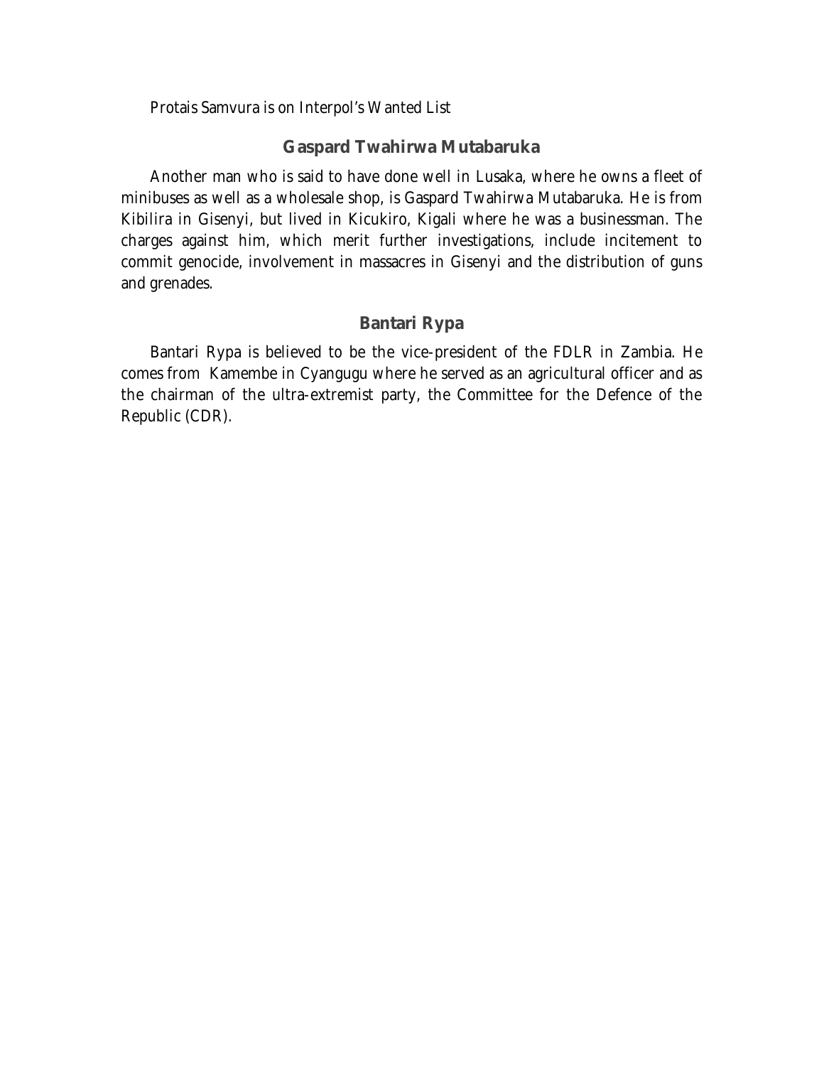Protais Samvura is on Interpol's Wanted List

## Gaspard Twahirwa Mutabaruka

Another man who is said to have done well in Lusaka, where he owns a fleet of minibuses as well as a wholesale shop, is Gaspard Twahirwa Mutabaruka. He is from Kibilira in Gisenyi, but lived in Kicukiro, Kigali where he was a businessman. The charges against him, which merit further investigations, include incitement to commit genocide, involvement in massacres in Gisenyi and the distribution of guns and grenades.

## Bantari Rypa

Bantari Rypa is believed to be the vice-president of the FDLR in Zambia. He comes from Kamembe in Cyangugu where he served as an agricultural officer and as the chairman of the ultra-extremist party, the Committee for the Defence of the Republic (CDR).